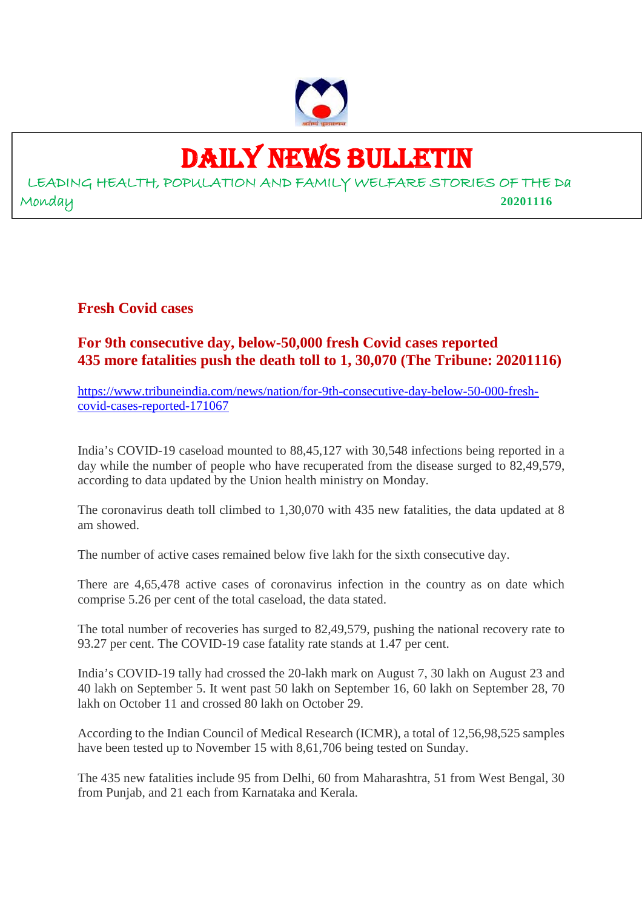# DAILY NEWS BULLETIN

LEADING HEALTH, POPULATION AND FAMILY WELFARE STORIES OF THE Da

Monday **20201116**

## Fresh Covid cases

### For 9th consecutive day, below-50,000 fresh Covid cases reported 435 more fatalities push the death toll to 1, 30,070 (The Tribune: 20201116)

https://www.tribuneindia.com/news/nation/for-9th-consecutive-day-below-50-000-fresh-covid-cases-reported-171067

India's COVID-19 caseload mounted to 88,45,127 with 30,548 infections being reported in a day while the number of people who have recuperated from the disease surged to 82,49,579, according to data updated by the Union health ministry on Monday.

The coronavirus death toll climbed to 1,30,070 with 435 new fatalities, the data updated at 8 am showed.

The number of active cases remained below five lakh for the sixth consecutive day.

There are 4,65,478 active cases of coronavirus infection in the country as on date which comprise 5.26 per cent of the total caseload, the data stated.

The total number of recoveries has surged to 82,49,579, pushing the national recovery rate to 93.27 per cent. The COVID-19 case fatality rate stands at 1.47 per cent.

India's COVID-19 tally had crossed the 20-lakh mark on August 7, 30 lakh on August 23 and 40 lakh on September 5. It went past 50 lakh on September 16, 60 lakh on September 28, 70 lakh on October 11 and crossed 80 lakh on October 29.

According to the Indian Council of Medical Research (ICMR), a total of 12,56,98,525 samples have been tested up to November 15 with 8,61,706 being tested on Sunday.

The 435 new fatalities include 95 from Delhi, 60 from Maharashtra, 51 from West Bengal, 30 from Punjab, and 21 each from Karnataka and Kerala.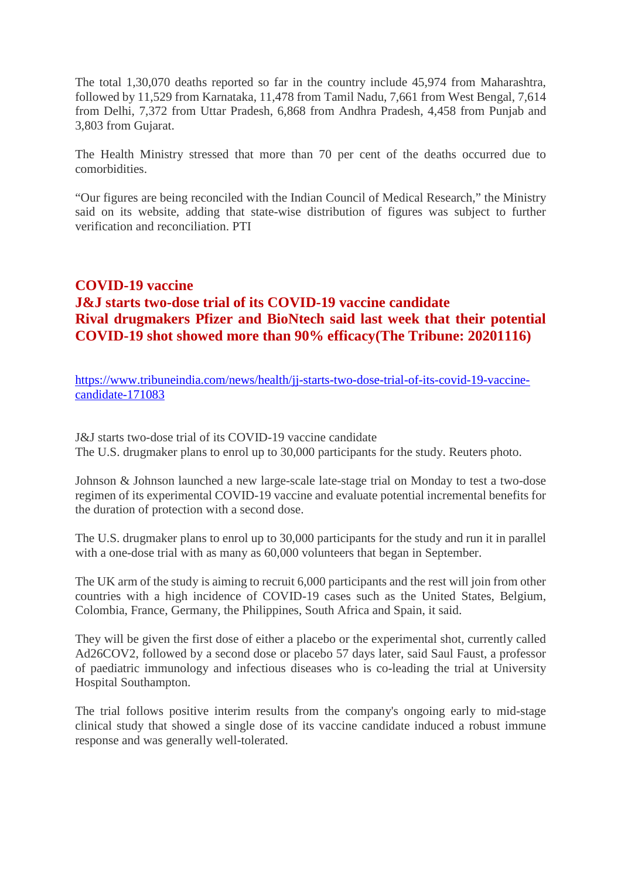The total 1,30,070 deaths reported so far in the country include 45,974 from Maharashtra, followed by 11,529 from Karnataka, 11,478 from Tamil Nadu, 7,661 from West Bengal, 7,614 from Delhi, 7,372 from Uttar Pradesh, 6,868 from Andhra Pradesh, 4,458 from Punjab and 3,803 from Gujarat.

The Health Ministry stressed that more than 70 per cent of the deaths occurred due to comorbidities.

“Our figures are being reconciled with the Indian Council of Medical Research,” the Ministry said on its website, adding that state-wise distribution of figures was subject to further verification and reconciliation. PTI

## COVID-19 vaccine
## J&J starts two-dose trial of its COVID-19 vaccine candidate
## Rival drugmakers Pfizer and BioNtech said last week that their potential COVID-19 shot showed more than 90% efficacy(The Tribune: 20201116)

https://www.tribuneindia.com/news/health/jj-starts-two-dose-trial-of-its-covid-19-vaccine-candidate-171083

J&J starts two-dose trial of its COVID-19 vaccine candidate
The U.S. drugmaker plans to enrol up to 30,000 participants for the study. Reuters photo.

Johnson & Johnson launched a new large-scale late-stage trial on Monday to test a two-dose regimen of its experimental COVID-19 vaccine and evaluate potential incremental benefits for the duration of protection with a second dose.

The U.S. drugmaker plans to enrol up to 30,000 participants for the study and run it in parallel with a one-dose trial with as many as 60,000 volunteers that began in September.

The UK arm of the study is aiming to recruit 6,000 participants and the rest will join from other countries with a high incidence of COVID-19 cases such as the United States, Belgium, Colombia, France, Germany, the Philippines, South Africa and Spain, it said.

They will be given the first dose of either a placebo or the experimental shot, currently called Ad26COV2, followed by a second dose or placebo 57 days later, said Saul Faust, a professor of paediatric immunology and infectious diseases who is co-leading the trial at University Hospital Southampton.

The trial follows positive interim results from the company's ongoing early to mid-stage clinical study that showed a single dose of its vaccine candidate induced a robust immune response and was generally well-tolerated.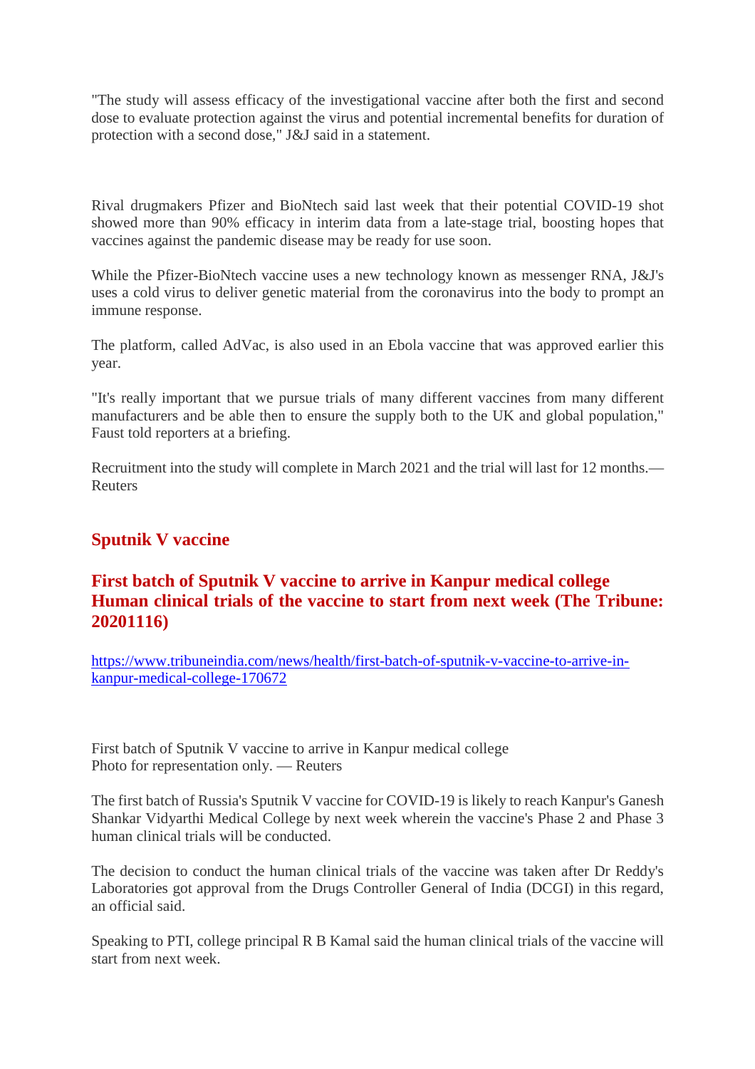"The study will assess efficacy of the investigational vaccine after both the first and second dose to evaluate protection against the virus and potential incremental benefits for duration of protection with a second dose," J&J said in a statement.

Rival drugmakers Pfizer and BioNtech said last week that their potential COVID-19 shot showed more than 90% efficacy in interim data from a late-stage trial, boosting hopes that vaccines against the pandemic disease may be ready for use soon.

While the Pfizer-BioNtech vaccine uses a new technology known as messenger RNA, J&J's uses a cold virus to deliver genetic material from the coronavirus into the body to prompt an immune response.

The platform, called AdVac, is also used in an Ebola vaccine that was approved earlier this year.

"It's really important that we pursue trials of many different vaccines from many different manufacturers and be able then to ensure the supply both to the UK and global population," Faust told reporters at a briefing.

Recruitment into the study will complete in March 2021 and the trial will last for 12 months.— Reuters

## Sputnik V vaccine

### First batch of Sputnik V vaccine to arrive in Kanpur medical college Human clinical trials of the vaccine to start from next week (The Tribune: 20201116)

https://www.tribuneindia.com/news/health/first-batch-of-sputnik-v-vaccine-to-arrive-in-kanpur-medical-college-170672

First batch of Sputnik V vaccine to arrive in Kanpur medical college
Photo for representation only. — Reuters

The first batch of Russia's Sputnik V vaccine for COVID-19 is likely to reach Kanpur's Ganesh Shankar Vidyarthi Medical College by next week wherein the vaccine's Phase 2 and Phase 3 human clinical trials will be conducted.

The decision to conduct the human clinical trials of the vaccine was taken after Dr Reddy's Laboratories got approval from the Drugs Controller General of India (DCGI) in this regard, an official said.

Speaking to PTI, college principal R B Kamal said the human clinical trials of the vaccine will start from next week.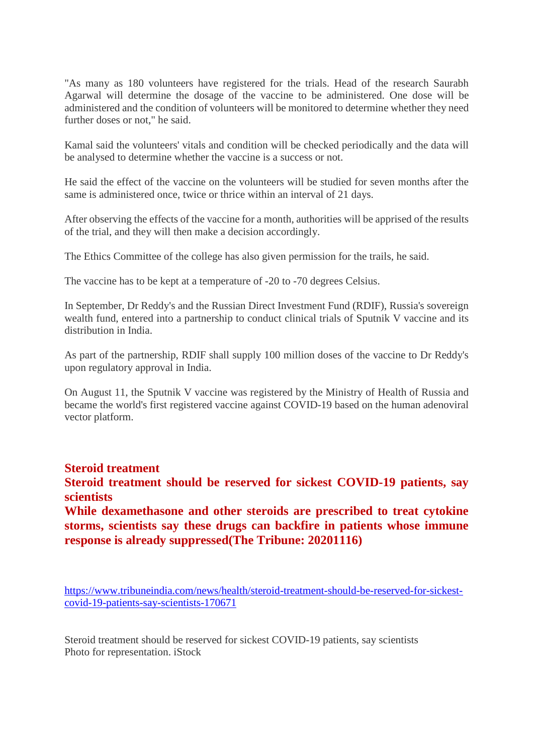"As many as 180 volunteers have registered for the trials. Head of the research Saurabh Agarwal will determine the dosage of the vaccine to be administered. One dose will be administered and the condition of volunteers will be monitored to determine whether they need further doses or not," he said.

Kamal said the volunteers' vitals and condition will be checked periodically and the data will be analysed to determine whether the vaccine is a success or not.

He said the effect of the vaccine on the volunteers will be studied for seven months after the same is administered once, twice or thrice within an interval of 21 days.

After observing the effects of the vaccine for a month, authorities will be apprised of the results of the trial, and they will then make a decision accordingly.

The Ethics Committee of the college has also given permission for the trails, he said.

The vaccine has to be kept at a temperature of -20 to -70 degrees Celsius.

In September, Dr Reddy's and the Russian Direct Investment Fund (RDIF), Russia's sovereign wealth fund, entered into a partnership to conduct clinical trials of Sputnik V vaccine and its distribution in India.

As part of the partnership, RDIF shall supply 100 million doses of the vaccine to Dr Reddy's upon regulatory approval in India.

On August 11, the Sputnik V vaccine was registered by the Ministry of Health of Russia and became the world's first registered vaccine against COVID-19 based on the human adenoviral vector platform.

## Steroid treatment

## Steroid treatment should be reserved for sickest COVID-19 patients, say scientists

## While dexamethasone and other steroids are prescribed to treat cytokine storms, scientists say these drugs can backfire in patients whose immune response is already suppressed(The Tribune: 20201116)

https://www.tribuneindia.com/news/health/steroid-treatment-should-be-reserved-for-sickest-covid-19-patients-say-scientists-170671

Steroid treatment should be reserved for sickest COVID-19 patients, say scientists
Photo for representation. iStock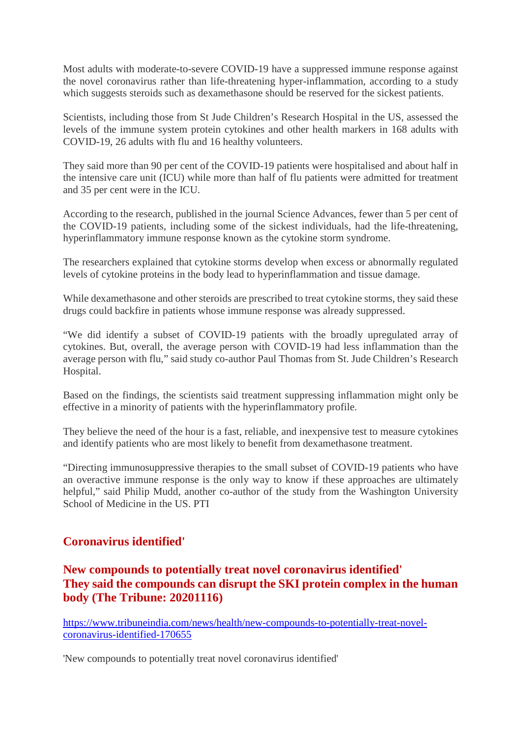Most adults with moderate-to-severe COVID-19 have a suppressed immune response against the novel coronavirus rather than life-threatening hyper-inflammation, according to a study which suggests steroids such as dexamethasone should be reserved for the sickest patients.

Scientists, including those from St Jude Children's Research Hospital in the US, assessed the levels of the immune system protein cytokines and other health markers in 168 adults with COVID-19, 26 adults with flu and 16 healthy volunteers.

They said more than 90 per cent of the COVID-19 patients were hospitalised and about half in the intensive care unit (ICU) while more than half of flu patients were admitted for treatment and 35 per cent were in the ICU.

According to the research, published in the journal Science Advances, fewer than 5 per cent of the COVID-19 patients, including some of the sickest individuals, had the life-threatening, hyperinflammatory immune response known as the cytokine storm syndrome.

The researchers explained that cytokine storms develop when excess or abnormally regulated levels of cytokine proteins in the body lead to hyperinflammation and tissue damage.

While dexamethasone and other steroids are prescribed to treat cytokine storms, they said these drugs could backfire in patients whose immune response was already suppressed.

"We did identify a subset of COVID-19 patients with the broadly upregulated array of cytokines. But, overall, the average person with COVID-19 had less inflammation than the average person with flu," said study co-author Paul Thomas from St. Jude Children's Research Hospital.

Based on the findings, the scientists said treatment suppressing inflammation might only be effective in a minority of patients with the hyperinflammatory profile.

They believe the need of the hour is a fast, reliable, and inexpensive test to measure cytokines and identify patients who are most likely to benefit from dexamethasone treatment.

"Directing immunosuppressive therapies to the small subset of COVID-19 patients who have an overactive immune response is the only way to know if these approaches are ultimately helpful," said Philip Mudd, another co-author of the study from the Washington University School of Medicine in the US. PTI

## Coronavirus identified'

## New compounds to potentially treat novel coronavirus identified' They said the compounds can disrupt the SKI protein complex in the human body (The Tribune: 20201116)

https://www.tribuneindia.com/news/health/new-compounds-to-potentially-treat-novel-coronavirus-identified-170655

'New compounds to potentially treat novel coronavirus identified'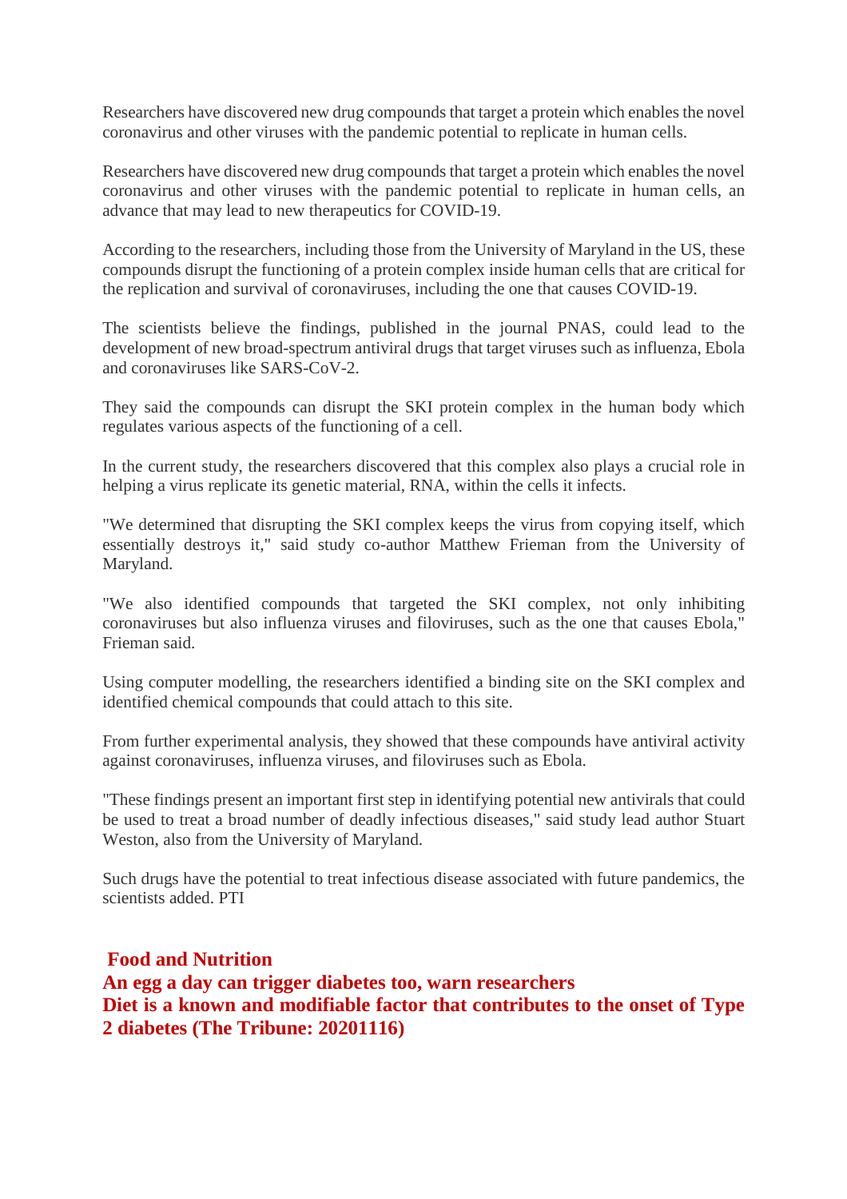Researchers have discovered new drug compounds that target a protein which enables the novel coronavirus and other viruses with the pandemic potential to replicate in human cells.

Researchers have discovered new drug compounds that target a protein which enables the novel coronavirus and other viruses with the pandemic potential to replicate in human cells, an advance that may lead to new therapeutics for COVID-19.

According to the researchers, including those from the University of Maryland in the US, these compounds disrupt the functioning of a protein complex inside human cells that are critical for the replication and survival of coronaviruses, including the one that causes COVID-19.

The scientists believe the findings, published in the journal PNAS, could lead to the development of new broad-spectrum antiviral drugs that target viruses such as influenza, Ebola and coronaviruses like SARS-CoV-2.

They said the compounds can disrupt the SKI protein complex in the human body which regulates various aspects of the functioning of a cell.

In the current study, the researchers discovered that this complex also plays a crucial role in helping a virus replicate its genetic material, RNA, within the cells it infects.

"We determined that disrupting the SKI complex keeps the virus from copying itself, which essentially destroys it," said study co-author Matthew Frieman from the University of Maryland.

"We also identified compounds that targeted the SKI complex, not only inhibiting coronaviruses but also influenza viruses and filoviruses, such as the one that causes Ebola," Frieman said.

Using computer modelling, the researchers identified a binding site on the SKI complex and identified chemical compounds that could attach to this site.

From further experimental analysis, they showed that these compounds have antiviral activity against coronaviruses, influenza viruses, and filoviruses such as Ebola.

"These findings present an important first step in identifying potential new antivirals that could be used to treat a broad number of deadly infectious diseases," said study lead author Stuart Weston, also from the University of Maryland.

Such drugs have the potential to treat infectious disease associated with future pandemics, the scientists added. PTI

## Food and Nutrition

## An egg a day can trigger diabetes too, warn researchers

**Diet is a known and modifiable factor that contributes to the onset of Type 2 diabetes (The Tribune: 20201116)**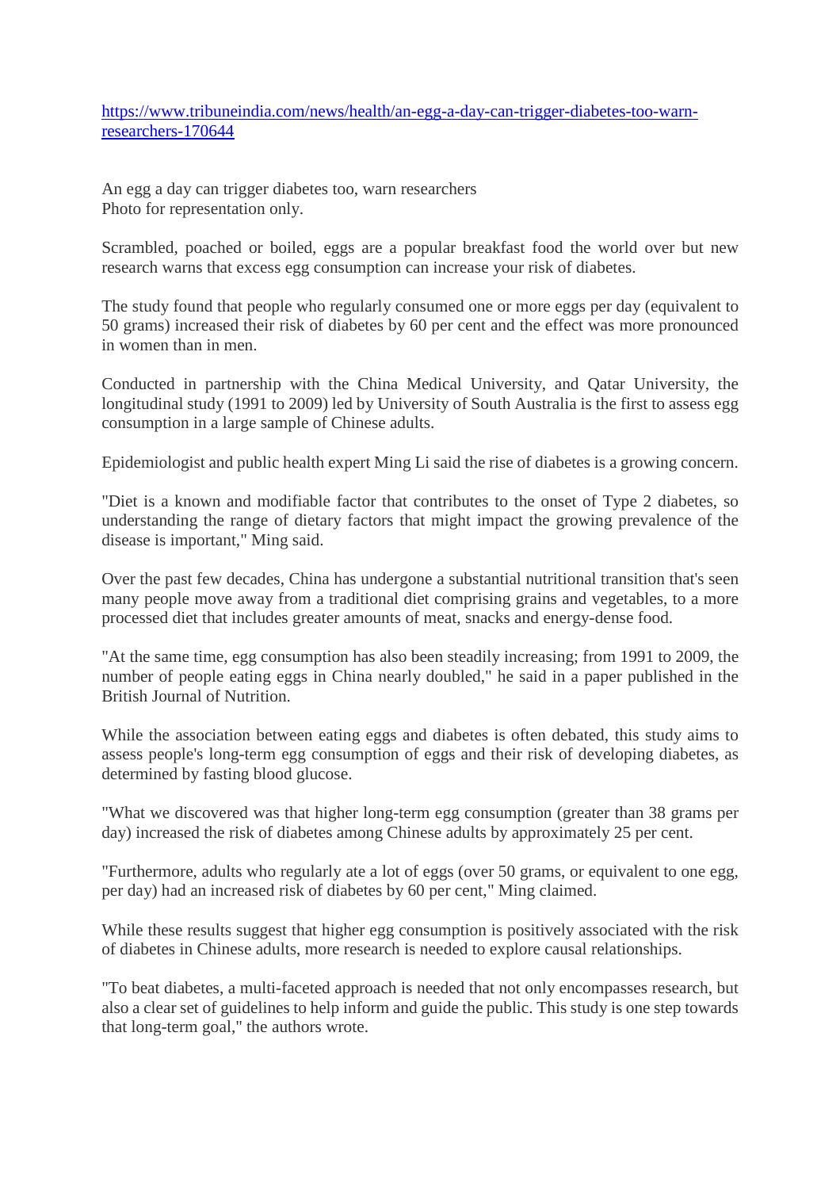https://www.tribuneindia.com/news/health/an-egg-a-day-can-trigger-diabetes-too-warn-researchers-170644

An egg a day can trigger diabetes too, warn researchers
Photo for representation only.

Scrambled, poached or boiled, eggs are a popular breakfast food the world over but new research warns that excess egg consumption can increase your risk of diabetes.

The study found that people who regularly consumed one or more eggs per day (equivalent to 50 grams) increased their risk of diabetes by 60 per cent and the effect was more pronounced in women than in men.

Conducted in partnership with the China Medical University, and Qatar University, the longitudinal study (1991 to 2009) led by University of South Australia is the first to assess egg consumption in a large sample of Chinese adults.

Epidemiologist and public health expert Ming Li said the rise of diabetes is a growing concern.

"Diet is a known and modifiable factor that contributes to the onset of Type 2 diabetes, so understanding the range of dietary factors that might impact the growing prevalence of the disease is important," Ming said.

Over the past few decades, China has undergone a substantial nutritional transition that's seen many people move away from a traditional diet comprising grains and vegetables, to a more processed diet that includes greater amounts of meat, snacks and energy-dense food.

"At the same time, egg consumption has also been steadily increasing; from 1991 to 2009, the number of people eating eggs in China nearly doubled," he said in a paper published in the British Journal of Nutrition.

While the association between eating eggs and diabetes is often debated, this study aims to assess people's long-term egg consumption of eggs and their risk of developing diabetes, as determined by fasting blood glucose.

"What we discovered was that higher long-term egg consumption (greater than 38 grams per day) increased the risk of diabetes among Chinese adults by approximately 25 per cent.

"Furthermore, adults who regularly ate a lot of eggs (over 50 grams, or equivalent to one egg, per day) had an increased risk of diabetes by 60 per cent," Ming claimed.

While these results suggest that higher egg consumption is positively associated with the risk of diabetes in Chinese adults, more research is needed to explore causal relationships.

"To beat diabetes, a multi-faceted approach is needed that not only encompasses research, but also a clear set of guidelines to help inform and guide the public. This study is one step towards that long-term goal," the authors wrote.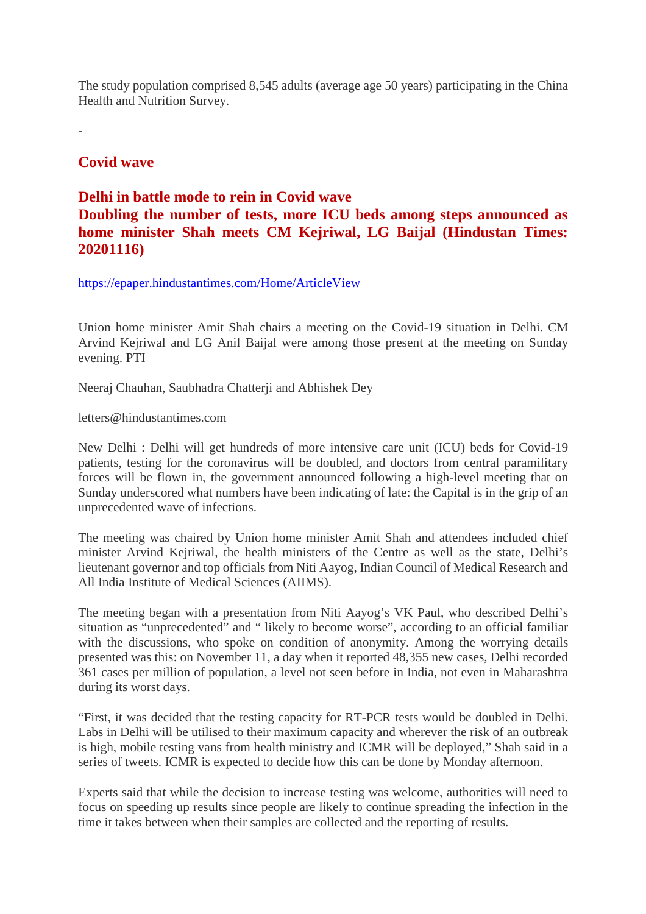The study population comprised 8,545 adults (average age 50 years) participating in the China Health and Nutrition Survey.

-

## Covid wave

## Delhi in battle mode to rein in Covid wave

## Doubling the number of tests, more ICU beds among steps announced as home minister Shah meets CM Kejriwal, LG Baijal (Hindustan Times: 20201116)

https://epaper.hindustantimes.com/Home/ArticleView

Union home minister Amit Shah chairs a meeting on the Covid-19 situation in Delhi. CM Arvind Kejriwal and LG Anil Baijal were among those present at the meeting on Sunday evening. PTI

Neeraj Chauhan, Saubhadra Chatterji and Abhishek Dey

letters@hindustantimes.com

New Delhi : Delhi will get hundreds of more intensive care unit (ICU) beds for Covid-19 patients, testing for the coronavirus will be doubled, and doctors from central paramilitary forces will be flown in, the government announced following a high-level meeting that on Sunday underscored what numbers have been indicating of late: the Capital is in the grip of an unprecedented wave of infections.

The meeting was chaired by Union home minister Amit Shah and attendees included chief minister Arvind Kejriwal, the health ministers of the Centre as well as the state, Delhi's lieutenant governor and top officials from Niti Aayog, Indian Council of Medical Research and All India Institute of Medical Sciences (AIIMS).

The meeting began with a presentation from Niti Aayog's VK Paul, who described Delhi's situation as "unprecedented" and " likely to become worse", according to an official familiar with the discussions, who spoke on condition of anonymity. Among the worrying details presented was this: on November 11, a day when it reported 48,355 new cases, Delhi recorded 361 cases per million of population, a level not seen before in India, not even in Maharashtra during its worst days.

"First, it was decided that the testing capacity for RT-PCR tests would be doubled in Delhi. Labs in Delhi will be utilised to their maximum capacity and wherever the risk of an outbreak is high, mobile testing vans from health ministry and ICMR will be deployed," Shah said in a series of tweets. ICMR is expected to decide how this can be done by Monday afternoon.

Experts said that while the decision to increase testing was welcome, authorities will need to focus on speeding up results since people are likely to continue spreading the infection in the time it takes between when their samples are collected and the reporting of results.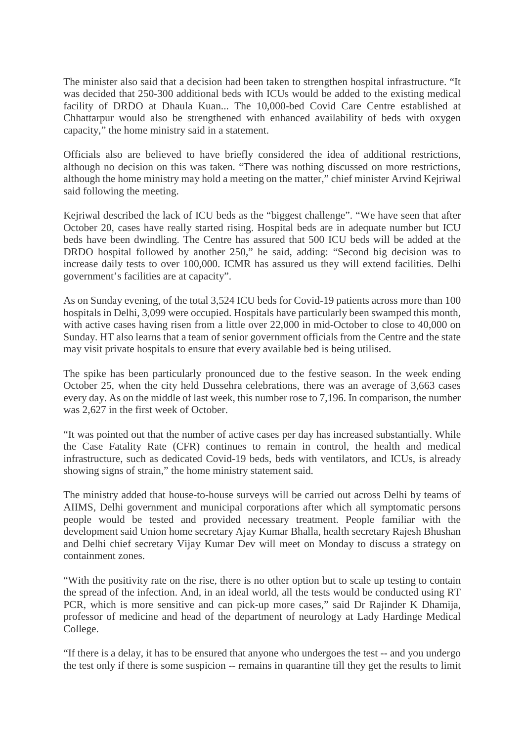The minister also said that a decision had been taken to strengthen hospital infrastructure. "It was decided that 250-300 additional beds with ICUs would be added to the existing medical facility of DRDO at Dhaula Kuan... The 10,000-bed Covid Care Centre established at Chhattarpur would also be strengthened with enhanced availability of beds with oxygen capacity," the home ministry said in a statement.

Officials also are believed to have briefly considered the idea of additional restrictions, although no decision on this was taken. "There was nothing discussed on more restrictions, although the home ministry may hold a meeting on the matter," chief minister Arvind Kejriwal said following the meeting.

Kejriwal described the lack of ICU beds as the "biggest challenge". "We have seen that after October 20, cases have really started rising. Hospital beds are in adequate number but ICU beds have been dwindling. The Centre has assured that 500 ICU beds will be added at the DRDO hospital followed by another 250," he said, adding: "Second big decision was to increase daily tests to over 100,000. ICMR has assured us they will extend facilities. Delhi government's facilities are at capacity".

As on Sunday evening, of the total 3,524 ICU beds for Covid-19 patients across more than 100 hospitals in Delhi, 3,099 were occupied. Hospitals have particularly been swamped this month, with active cases having risen from a little over 22,000 in mid-October to close to 40,000 on Sunday. HT also learns that a team of senior government officials from the Centre and the state may visit private hospitals to ensure that every available bed is being utilised.

The spike has been particularly pronounced due to the festive season. In the week ending October 25, when the city held Dussehra celebrations, there was an average of 3,663 cases every day. As on the middle of last week, this number rose to 7,196. In comparison, the number was 2,627 in the first week of October.

"It was pointed out that the number of active cases per day has increased substantially. While the Case Fatality Rate (CFR) continues to remain in control, the health and medical infrastructure, such as dedicated Covid-19 beds, beds with ventilators, and ICUs, is already showing signs of strain," the home ministry statement said.

The ministry added that house-to-house surveys will be carried out across Delhi by teams of AIIMS, Delhi government and municipal corporations after which all symptomatic persons people would be tested and provided necessary treatment. People familiar with the development said Union home secretary Ajay Kumar Bhalla, health secretary Rajesh Bhushan and Delhi chief secretary Vijay Kumar Dev will meet on Monday to discuss a strategy on containment zones.

"With the positivity rate on the rise, there is no other option but to scale up testing to contain the spread of the infection. And, in an ideal world, all the tests would be conducted using RT PCR, which is more sensitive and can pick-up more cases," said Dr Rajinder K Dhamija, professor of medicine and head of the department of neurology at Lady Hardinge Medical College.

"If there is a delay, it has to be ensured that anyone who undergoes the test -- and you undergo the test only if there is some suspicion -- remains in quarantine till they get the results to limit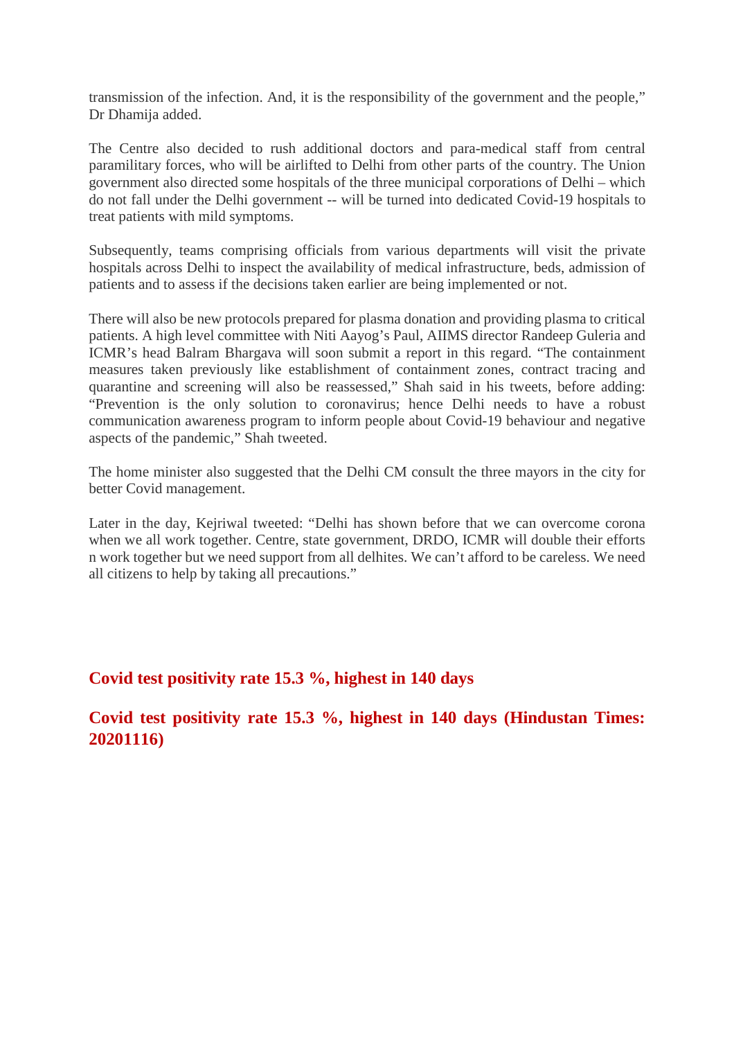transmission of the infection. And, it is the responsibility of the government and the people," Dr Dhamija added.

The Centre also decided to rush additional doctors and para-medical staff from central paramilitary forces, who will be airlifted to Delhi from other parts of the country. The Union government also directed some hospitals of the three municipal corporations of Delhi – which do not fall under the Delhi government -- will be turned into dedicated Covid-19 hospitals to treat patients with mild symptoms.

Subsequently, teams comprising officials from various departments will visit the private hospitals across Delhi to inspect the availability of medical infrastructure, beds, admission of patients and to assess if the decisions taken earlier are being implemented or not.

There will also be new protocols prepared for plasma donation and providing plasma to critical patients. A high level committee with Niti Aayog's Paul, AIIMS director Randeep Guleria and ICMR's head Balram Bhargava will soon submit a report in this regard. "The containment measures taken previously like establishment of containment zones, contract tracing and quarantine and screening will also be reassessed," Shah said in his tweets, before adding: "Prevention is the only solution to coronavirus; hence Delhi needs to have a robust communication awareness program to inform people about Covid-19 behaviour and negative aspects of the pandemic," Shah tweeted.

The home minister also suggested that the Delhi CM consult the three mayors in the city for better Covid management.

Later in the day, Kejriwal tweeted: "Delhi has shown before that we can overcome corona when we all work together. Centre, state government, DRDO, ICMR will double their efforts n work together but we need support from all delhites. We can't afford to be careless. We need all citizens to help by taking all precautions."

## Covid test positivity rate 15.3 %, highest in 140 days

## Covid test positivity rate 15.3 %, highest in 140 days (Hindustan Times: 20201116)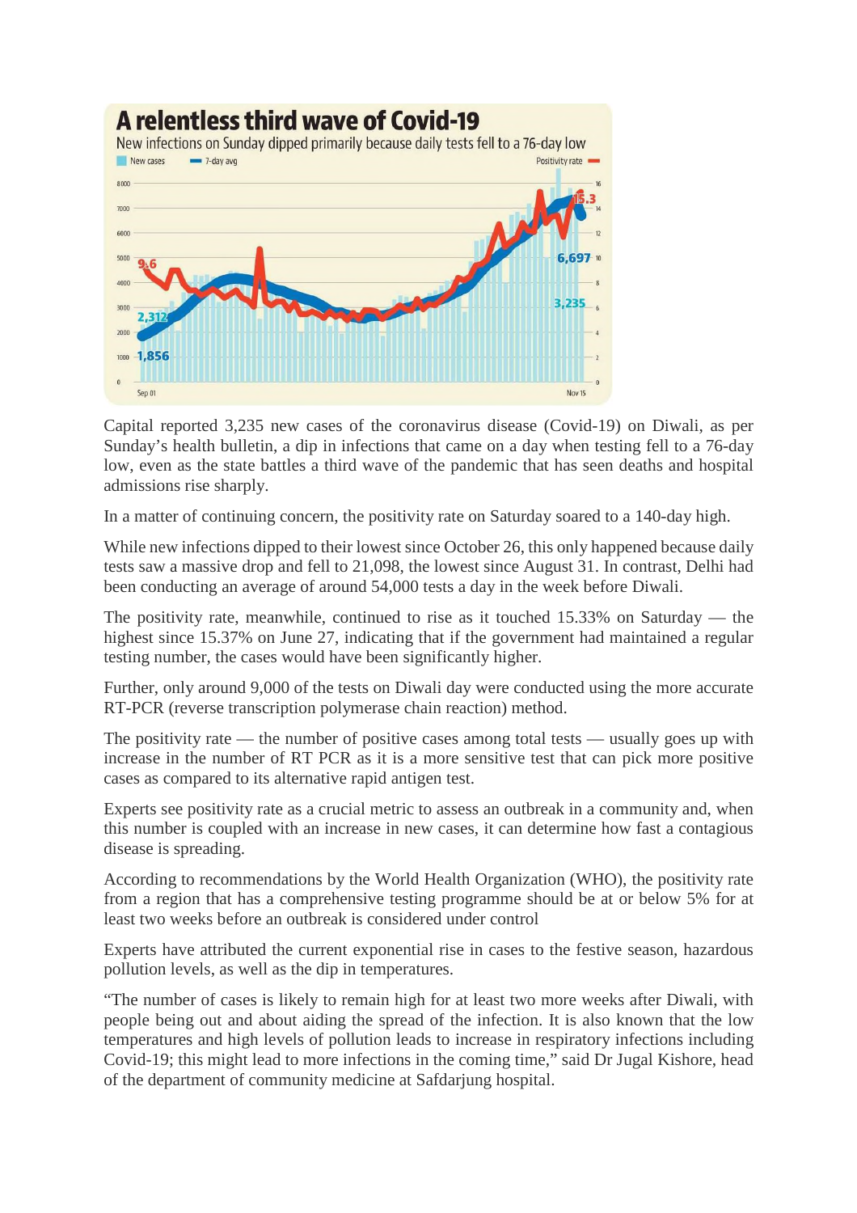## A relentless third wave of Covid-19

New infections on Sunday dipped primarily because daily tests fell to a 76-day low

Capital reported 3,235 new cases of the coronavirus disease (Covid-19) on Diwali, as per Sunday's health bulletin, a dip in infections that came on a day when testing fell to a 76-day low, even as the state battles a third wave of the pandemic that has seen deaths and hospital admissions rise sharply.

In a matter of continuing concern, the positivity rate on Saturday soared to a 140-day high.

While new infections dipped to their lowest since October 26, this only happened because daily tests saw a massive drop and fell to 21,098, the lowest since August 31. In contrast, Delhi had been conducting an average of around 54,000 tests a day in the week before Diwali.

The positivity rate, meanwhile, continued to rise as it touched 15.33% on Saturday — the highest since 15.37% on June 27, indicating that if the government had maintained a regular testing number, the cases would have been significantly higher.

Further, only around 9,000 of the tests on Diwali day were conducted using the more accurate RT-PCR (reverse transcription polymerase chain reaction) method.

The positivity rate — the number of positive cases among total tests — usually goes up with increase in the number of RT PCR as it is a more sensitive test that can pick more positive cases as compared to its alternative rapid antigen test.

Experts see positivity rate as a crucial metric to assess an outbreak in a community and, when this number is coupled with an increase in new cases, it can determine how fast a contagious disease is spreading.

According to recommendations by the World Health Organization (WHO), the positivity rate from a region that has a comprehensive testing programme should be at or below 5% for at least two weeks before an outbreak is considered under control

Experts have attributed the current exponential rise in cases to the festive season, hazardous pollution levels, as well as the dip in temperatures.

"The number of cases is likely to remain high for at least two more weeks after Diwali, with people being out and about aiding the spread of the infection. It is also known that the low temperatures and high levels of pollution leads to increase in respiratory infections including Covid-19; this might lead to more infections in the coming time," said Dr Jugal Kishore, head of the department of community medicine at Safdarjung hospital.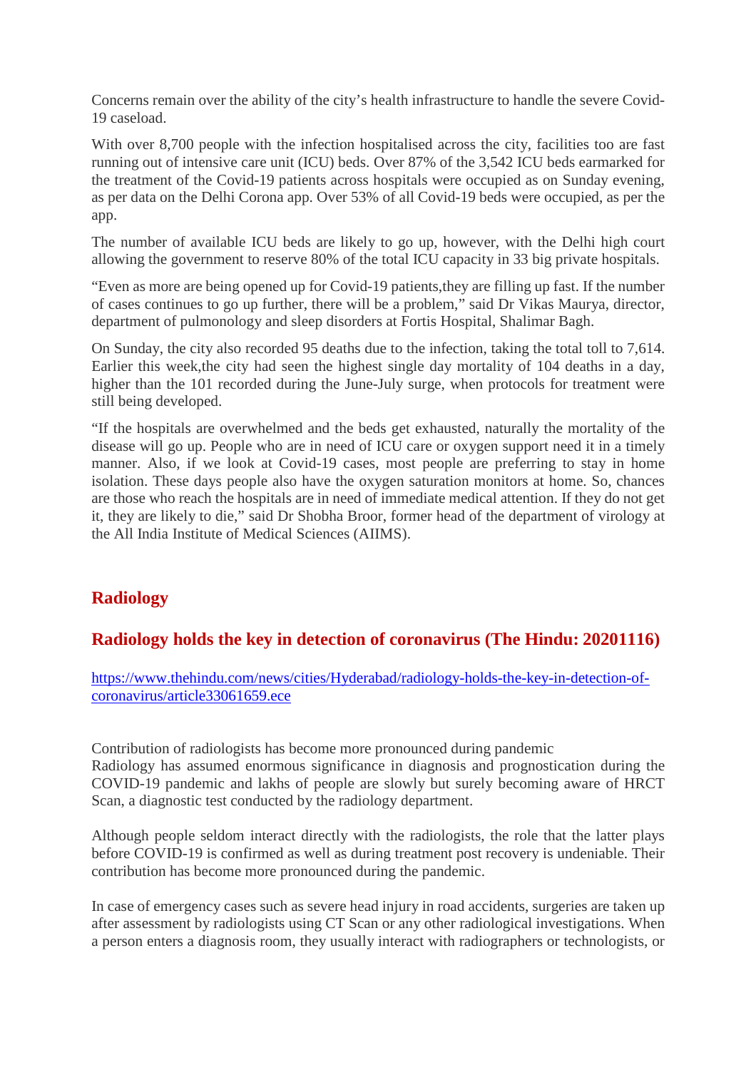Concerns remain over the ability of the city's health infrastructure to handle the severe Covid-19 caseload.

With over 8,700 people with the infection hospitalised across the city, facilities too are fast running out of intensive care unit (ICU) beds. Over 87% of the 3,542 ICU beds earmarked for the treatment of the Covid-19 patients across hospitals were occupied as on Sunday evening, as per data on the Delhi Corona app. Over 53% of all Covid-19 beds were occupied, as per the app.

The number of available ICU beds are likely to go up, however, with the Delhi high court allowing the government to reserve 80% of the total ICU capacity in 33 big private hospitals.

"Even as more are being opened up for Covid-19 patients,they are filling up fast. If the number of cases continues to go up further, there will be a problem," said Dr Vikas Maurya, director, department of pulmonology and sleep disorders at Fortis Hospital, Shalimar Bagh.

On Sunday, the city also recorded 95 deaths due to the infection, taking the total toll to 7,614. Earlier this week,the city had seen the highest single day mortality of 104 deaths in a day, higher than the 101 recorded during the June-July surge, when protocols for treatment were still being developed.

"If the hospitals are overwhelmed and the beds get exhausted, naturally the mortality of the disease will go up. People who are in need of ICU care or oxygen support need it in a timely manner. Also, if we look at Covid-19 cases, most people are preferring to stay in home isolation. These days people also have the oxygen saturation monitors at home. So, chances are those who reach the hospitals are in need of immediate medical attention. If they do not get it, they are likely to die," said Dr Shobha Broor, former head of the department of virology at the All India Institute of Medical Sciences (AIIMS).

## Radiology

## Radiology holds the key in detection of coronavirus (The Hindu: 20201116)

https://www.thehindu.com/news/cities/Hyderabad/radiology-holds-the-key-in-detection-of-coronavirus/article33061659.ece

Contribution of radiologists has become more pronounced during pandemic
Radiology has assumed enormous significance in diagnosis and prognostication during the COVID-19 pandemic and lakhs of people are slowly but surely becoming aware of HRCT Scan, a diagnostic test conducted by the radiology department.

Although people seldom interact directly with the radiologists, the role that the latter plays before COVID-19 is confirmed as well as during treatment post recovery is undeniable. Their contribution has become more pronounced during the pandemic.

In case of emergency cases such as severe head injury in road accidents, surgeries are taken up after assessment by radiologists using CT Scan or any other radiological investigations. When a person enters a diagnosis room, they usually interact with radiographers or technologists, or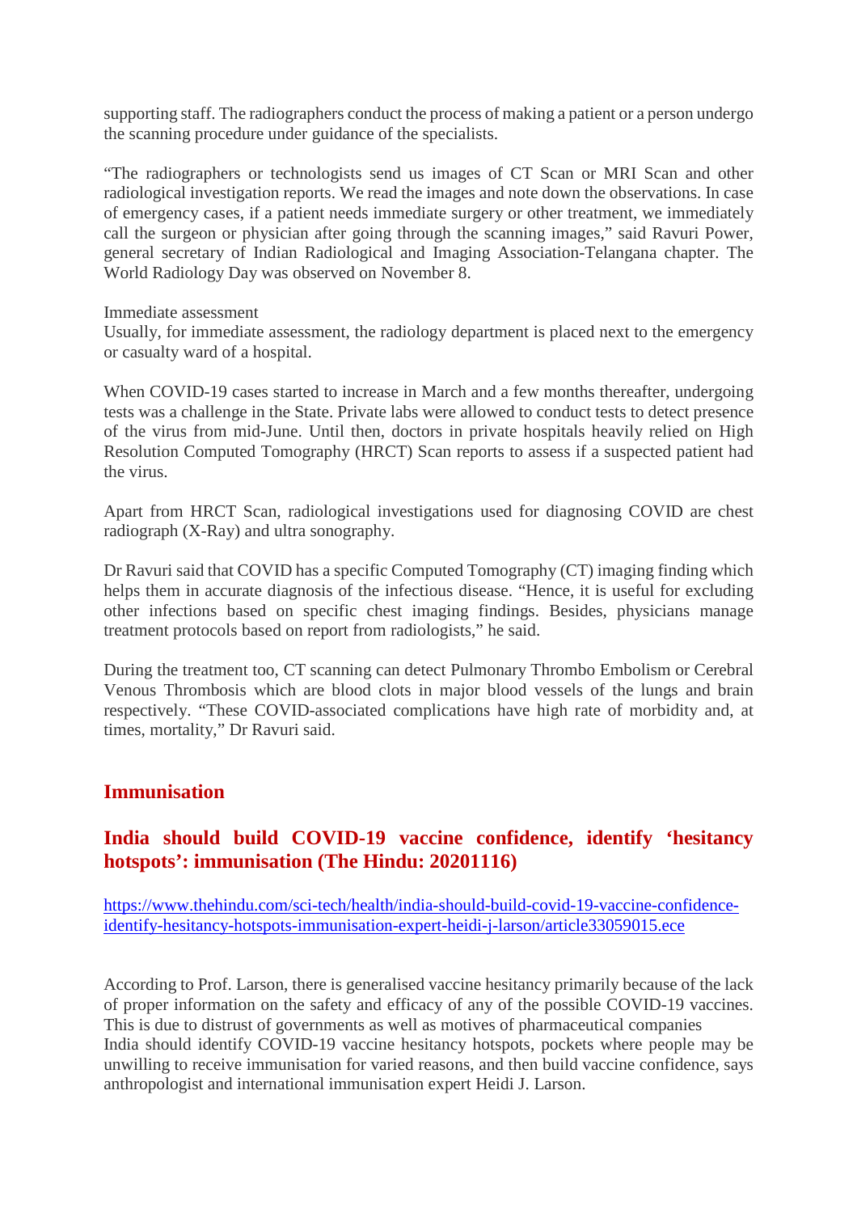supporting staff. The radiographers conduct the process of making a patient or a person undergo the scanning procedure under guidance of the specialists.

"The radiographers or technologists send us images of CT Scan or MRI Scan and other radiological investigation reports. We read the images and note down the observations. In case of emergency cases, if a patient needs immediate surgery or other treatment, we immediately call the surgeon or physician after going through the scanning images," said Ravuri Power, general secretary of Indian Radiological and Imaging Association-Telangana chapter. The World Radiology Day was observed on November 8.

Immediate assessment
Usually, for immediate assessment, the radiology department is placed next to the emergency or casualty ward of a hospital.

When COVID-19 cases started to increase in March and a few months thereafter, undergoing tests was a challenge in the State. Private labs were allowed to conduct tests to detect presence of the virus from mid-June. Until then, doctors in private hospitals heavily relied on High Resolution Computed Tomography (HRCT) Scan reports to assess if a suspected patient had the virus.

Apart from HRCT Scan, radiological investigations used for diagnosing COVID are chest radiograph (X-Ray) and ultra sonography.

Dr Ravuri said that COVID has a specific Computed Tomography (CT) imaging finding which helps them in accurate diagnosis of the infectious disease. "Hence, it is useful for excluding other infections based on specific chest imaging findings. Besides, physicians manage treatment protocols based on report from radiologists," he said.

During the treatment too, CT scanning can detect Pulmonary Thrombo Embolism or Cerebral Venous Thrombosis which are blood clots in major blood vessels of the lungs and brain respectively. "These COVID-associated complications have high rate of morbidity and, at times, mortality," Dr Ravuri said.

## Immunisation

### India should build COVID-19 vaccine confidence, identify 'hesitancy hotspots': immunisation (The Hindu: 20201116)

https://www.thehindu.com/sci-tech/health/india-should-build-covid-19-vaccine-confidence-identify-hesitancy-hotspots-immunisation-expert-heidi-j-larson/article33059015.ece

According to Prof. Larson, there is generalised vaccine hesitancy primarily because of the lack of proper information on the safety and efficacy of any of the possible COVID-19 vaccines. This is due to distrust of governments as well as motives of pharmaceutical companies
India should identify COVID-19 vaccine hesitancy hotspots, pockets where people may be unwilling to receive immunisation for varied reasons, and then build vaccine confidence, says anthropologist and international immunisation expert Heidi J. Larson.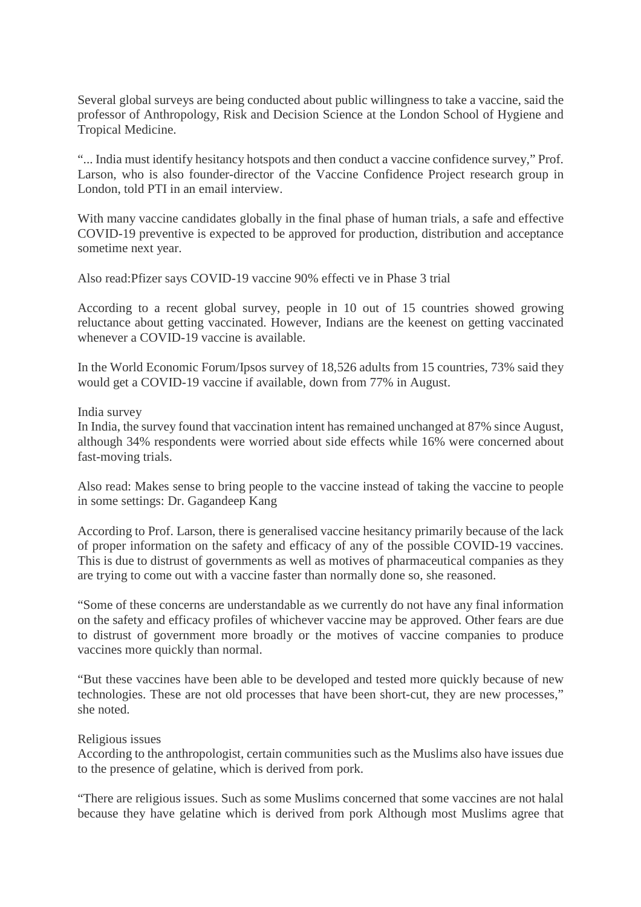Several global surveys are being conducted about public willingness to take a vaccine, said the professor of Anthropology, Risk and Decision Science at the London School of Hygiene and Tropical Medicine.

"... India must identify hesitancy hotspots and then conduct a vaccine confidence survey," Prof. Larson, who is also founder-director of the Vaccine Confidence Project research group in London, told PTI in an email interview.

With many vaccine candidates globally in the final phase of human trials, a safe and effective COVID-19 preventive is expected to be approved for production, distribution and acceptance sometime next year.

Also read:Pfizer says COVID-19 vaccine 90% effecti ve in Phase 3 trial

According to a recent global survey, people in 10 out of 15 countries showed growing reluctance about getting vaccinated. However, Indians are the keenest on getting vaccinated whenever a COVID-19 vaccine is available.

In the World Economic Forum/Ipsos survey of 18,526 adults from 15 countries, 73% said they would get a COVID-19 vaccine if available, down from 77% in August.

India survey

In India, the survey found that vaccination intent has remained unchanged at 87% since August, although 34% respondents were worried about side effects while 16% were concerned about fast-moving trials.

Also read: Makes sense to bring people to the vaccine instead of taking the vaccine to people in some settings: Dr. Gagandeep Kang

According to Prof. Larson, there is generalised vaccine hesitancy primarily because of the lack of proper information on the safety and efficacy of any of the possible COVID-19 vaccines. This is due to distrust of governments as well as motives of pharmaceutical companies as they are trying to come out with a vaccine faster than normally done so, she reasoned.

"Some of these concerns are understandable as we currently do not have any final information on the safety and efficacy profiles of whichever vaccine may be approved. Other fears are due to distrust of government more broadly or the motives of vaccine companies to produce vaccines more quickly than normal.

"But these vaccines have been able to be developed and tested more quickly because of new technologies. These are not old processes that have been short-cut, they are new processes," she noted.

Religious issues

According to the anthropologist, certain communities such as the Muslims also have issues due to the presence of gelatine, which is derived from pork.

"There are religious issues. Such as some Muslims concerned that some vaccines are not halal because they have gelatine which is derived from pork Although most Muslims agree that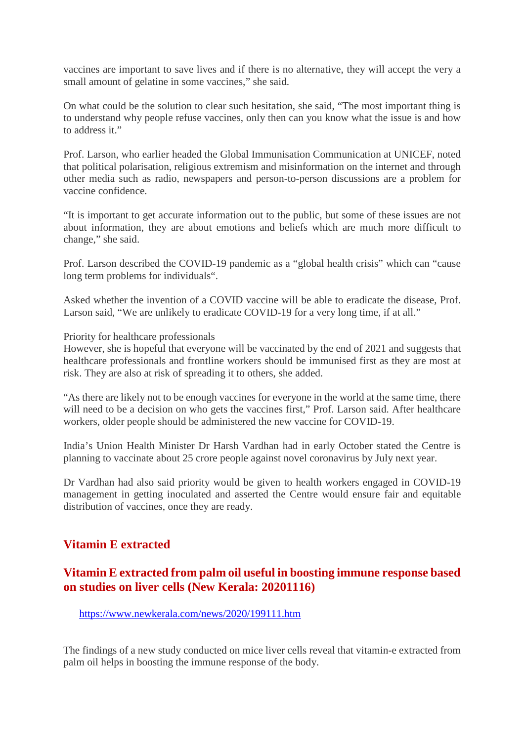vaccines are important to save lives and if there is no alternative, they will accept the very a small amount of gelatine in some vaccines," she said.

On what could be the solution to clear such hesitation, she said, "The most important thing is to understand why people refuse vaccines, only then can you know what the issue is and how to address it."

Prof. Larson, who earlier headed the Global Immunisation Communication at UNICEF, noted that political polarisation, religious extremism and misinformation on the internet and through other media such as radio, newspapers and person-to-person discussions are a problem for vaccine confidence.

"It is important to get accurate information out to the public, but some of these issues are not about information, they are about emotions and beliefs which are much more difficult to change," she said.

Prof. Larson described the COVID-19 pandemic as a "global health crisis" which can "cause long term problems for individuals".

Asked whether the invention of a COVID vaccine will be able to eradicate the disease, Prof. Larson said, "We are unlikely to eradicate COVID-19 for a very long time, if at all."

Priority for healthcare professionals
However, she is hopeful that everyone will be vaccinated by the end of 2021 and suggests that healthcare professionals and frontline workers should be immunised first as they are most at risk. They are also at risk of spreading it to others, she added.

"As there are likely not to be enough vaccines for everyone in the world at the same time, there will need to be a decision on who gets the vaccines first," Prof. Larson said. After healthcare workers, older people should be administered the new vaccine for COVID-19.

India's Union Health Minister Dr Harsh Vardhan had in early October stated the Centre is planning to vaccinate about 25 crore people against novel coronavirus by July next year.

Dr Vardhan had also said priority would be given to health workers engaged in COVID-19 management in getting inoculated and asserted the Centre would ensure fair and equitable distribution of vaccines, once they are ready.

## Vitamin E extracted

## Vitamin E extracted from palm oil useful in boosting immune response based on studies on liver cells (New Kerala: 20201116)

https://www.newkerala.com/news/2020/199111.htm

The findings of a new study conducted on mice liver cells reveal that vitamin-e extracted from palm oil helps in boosting the immune response of the body.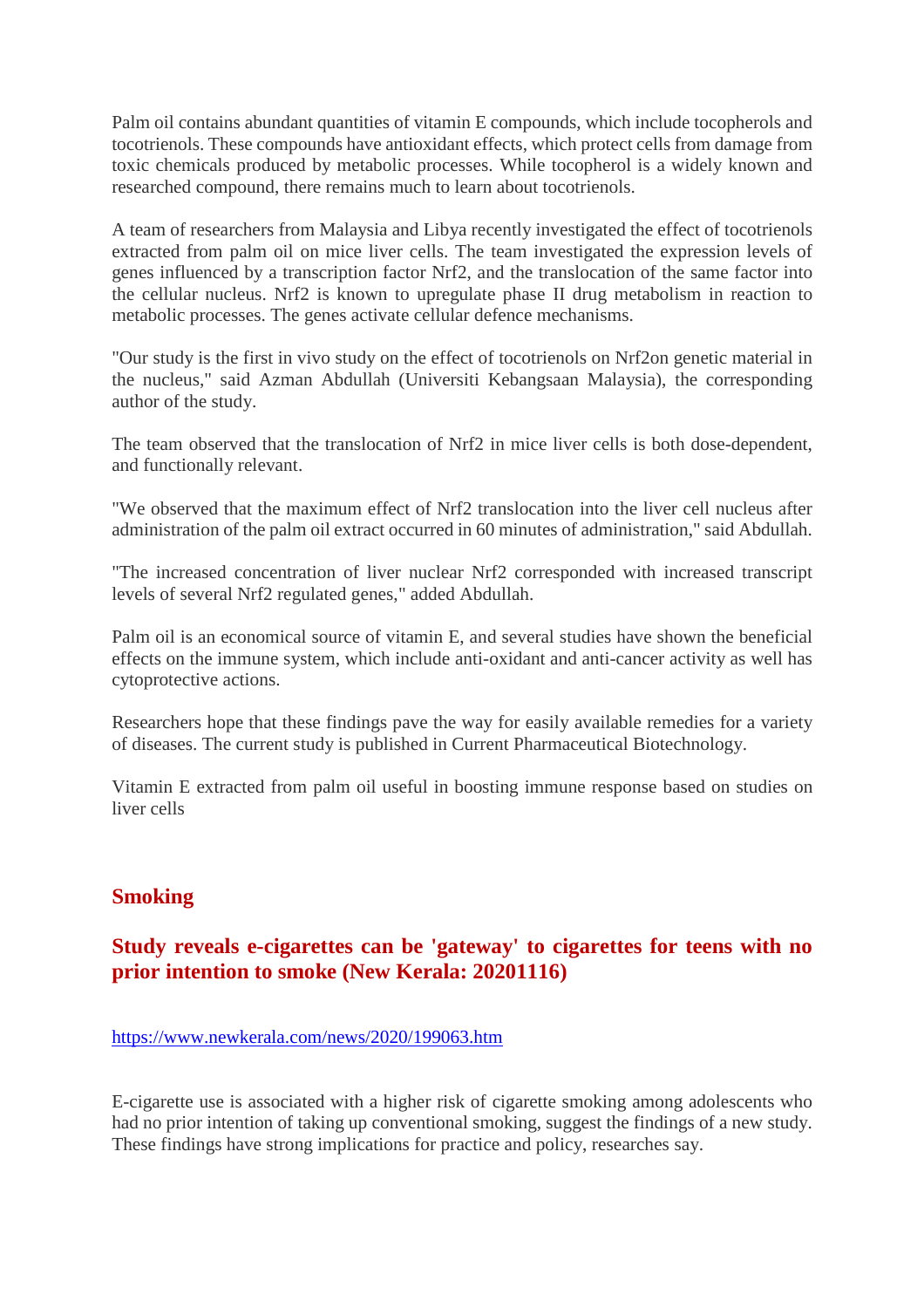Palm oil contains abundant quantities of vitamin E compounds, which include tocopherols and tocotrienols. These compounds have antioxidant effects, which protect cells from damage from toxic chemicals produced by metabolic processes. While tocopherol is a widely known and researched compound, there remains much to learn about tocotrienols.

A team of researchers from Malaysia and Libya recently investigated the effect of tocotrienols extracted from palm oil on mice liver cells. The team investigated the expression levels of genes influenced by a transcription factor Nrf2, and the translocation of the same factor into the cellular nucleus. Nrf2 is known to upregulate phase II drug metabolism in reaction to metabolic processes. The genes activate cellular defence mechanisms.

"Our study is the first in vivo study on the effect of tocotrienols on Nrf2on genetic material in the nucleus," said Azman Abdullah (Universiti Kebangsaan Malaysia), the corresponding author of the study.

The team observed that the translocation of Nrf2 in mice liver cells is both dose-dependent, and functionally relevant.

"We observed that the maximum effect of Nrf2 translocation into the liver cell nucleus after administration of the palm oil extract occurred in 60 minutes of administration," said Abdullah.

"The increased concentration of liver nuclear Nrf2 corresponded with increased transcript levels of several Nrf2 regulated genes," added Abdullah.

Palm oil is an economical source of vitamin E, and several studies have shown the beneficial effects on the immune system, which include anti-oxidant and anti-cancer activity as well has cytoprotective actions.

Researchers hope that these findings pave the way for easily available remedies for a variety of diseases. The current study is published in Current Pharmaceutical Biotechnology.

Vitamin E extracted from palm oil useful in boosting immune response based on studies on liver cells

## Smoking

### Study reveals e-cigarettes can be 'gateway' to cigarettes for teens with no prior intention to smoke (New Kerala: 20201116)

https://www.newkerala.com/news/2020/199063.htm

E-cigarette use is associated with a higher risk of cigarette smoking among adolescents who had no prior intention of taking up conventional smoking, suggest the findings of a new study. These findings have strong implications for practice and policy, researches say.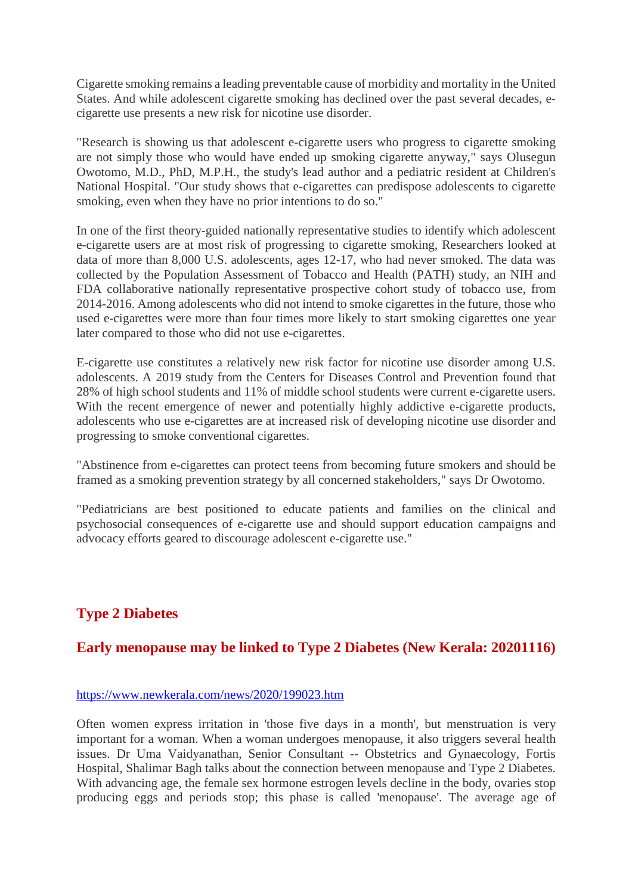Cigarette smoking remains a leading preventable cause of morbidity and mortality in the United States. And while adolescent cigarette smoking has declined over the past several decades, e-cigarette use presents a new risk for nicotine use disorder.

"Research is showing us that adolescent e-cigarette users who progress to cigarette smoking are not simply those who would have ended up smoking cigarette anyway," says Olusegun Owotomo, M.D., PhD, M.P.H., the study's lead author and a pediatric resident at Children's National Hospital. "Our study shows that e-cigarettes can predispose adolescents to cigarette smoking, even when they have no prior intentions to do so."

In one of the first theory-guided nationally representative studies to identify which adolescent e-cigarette users are at most risk of progressing to cigarette smoking, Researchers looked at data of more than 8,000 U.S. adolescents, ages 12-17, who had never smoked. The data was collected by the Population Assessment of Tobacco and Health (PATH) study, an NIH and FDA collaborative nationally representative prospective cohort study of tobacco use, from 2014-2016. Among adolescents who did not intend to smoke cigarettes in the future, those who used e-cigarettes were more than four times more likely to start smoking cigarettes one year later compared to those who did not use e-cigarettes.

E-cigarette use constitutes a relatively new risk factor for nicotine use disorder among U.S. adolescents. A 2019 study from the Centers for Diseases Control and Prevention found that 28% of high school students and 11% of middle school students were current e-cigarette users. With the recent emergence of newer and potentially highly addictive e-cigarette products, adolescents who use e-cigarettes are at increased risk of developing nicotine use disorder and progressing to smoke conventional cigarettes.

"Abstinence from e-cigarettes can protect teens from becoming future smokers and should be framed as a smoking prevention strategy by all concerned stakeholders," says Dr Owotomo.

"Pediatricians are best positioned to educate patients and families on the clinical and psychosocial consequences of e-cigarette use and should support education campaigns and advocacy efforts geared to discourage adolescent e-cigarette use."

## Type 2 Diabetes

### Early menopause may be linked to Type 2 Diabetes (New Kerala: 20201116)

https://www.newkerala.com/news/2020/199023.htm

Often women express irritation in 'those five days in a month', but menstruation is very important for a woman. When a woman undergoes menopause, it also triggers several health issues. Dr Uma Vaidyanathan, Senior Consultant -- Obstetrics and Gynaecology, Fortis Hospital, Shalimar Bagh talks about the connection between menopause and Type 2 Diabetes. With advancing age, the female sex hormone estrogen levels decline in the body, ovaries stop producing eggs and periods stop; this phase is called 'menopause'. The average age of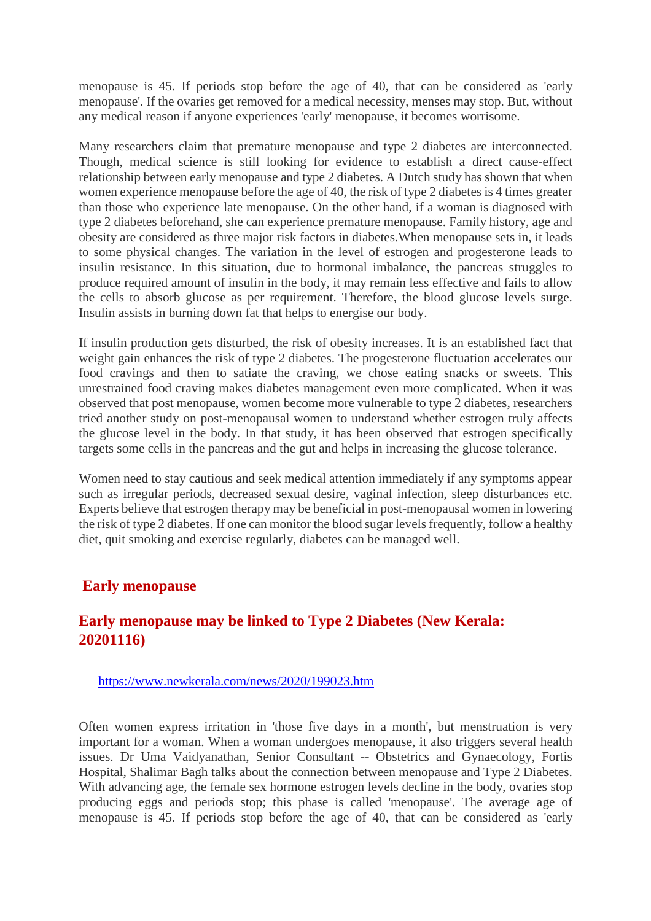menopause is 45. If periods stop before the age of 40, that can be considered as 'early menopause'. If the ovaries get removed for a medical necessity, menses may stop. But, without any medical reason if anyone experiences 'early' menopause, it becomes worrisome.

Many researchers claim that premature menopause and type 2 diabetes are interconnected. Though, medical science is still looking for evidence to establish a direct cause-effect relationship between early menopause and type 2 diabetes. A Dutch study has shown that when women experience menopause before the age of 40, the risk of type 2 diabetes is 4 times greater than those who experience late menopause. On the other hand, if a woman is diagnosed with type 2 diabetes beforehand, she can experience premature menopause. Family history, age and obesity are considered as three major risk factors in diabetes.When menopause sets in, it leads to some physical changes. The variation in the level of estrogen and progesterone leads to insulin resistance. In this situation, due to hormonal imbalance, the pancreas struggles to produce required amount of insulin in the body, it may remain less effective and fails to allow the cells to absorb glucose as per requirement. Therefore, the blood glucose levels surge. Insulin assists in burning down fat that helps to energise our body.

If insulin production gets disturbed, the risk of obesity increases. It is an established fact that weight gain enhances the risk of type 2 diabetes. The progesterone fluctuation accelerates our food cravings and then to satiate the craving, we chose eating snacks or sweets. This unrestrained food craving makes diabetes management even more complicated. When it was observed that post menopause, women become more vulnerable to type 2 diabetes, researchers tried another study on post-menopausal women to understand whether estrogen truly affects the glucose level in the body. In that study, it has been observed that estrogen specifically targets some cells in the pancreas and the gut and helps in increasing the glucose tolerance.

Women need to stay cautious and seek medical attention immediately if any symptoms appear such as irregular periods, decreased sexual desire, vaginal infection, sleep disturbances etc. Experts believe that estrogen therapy may be beneficial in post-menopausal women in lowering the risk of type 2 diabetes. If one can monitor the blood sugar levels frequently, follow a healthy diet, quit smoking and exercise regularly, diabetes can be managed well.

## Early menopause

## Early menopause may be linked to Type 2 Diabetes (New Kerala: 20201116)

https://www.newkerala.com/news/2020/199023.htm

Often women express irritation in 'those five days in a month', but menstruation is very important for a woman. When a woman undergoes menopause, it also triggers several health issues. Dr Uma Vaidyanathan, Senior Consultant -- Obstetrics and Gynaecology, Fortis Hospital, Shalimar Bagh talks about the connection between menopause and Type 2 Diabetes. With advancing age, the female sex hormone estrogen levels decline in the body, ovaries stop producing eggs and periods stop; this phase is called 'menopause'. The average age of menopause is 45. If periods stop before the age of 40, that can be considered as 'early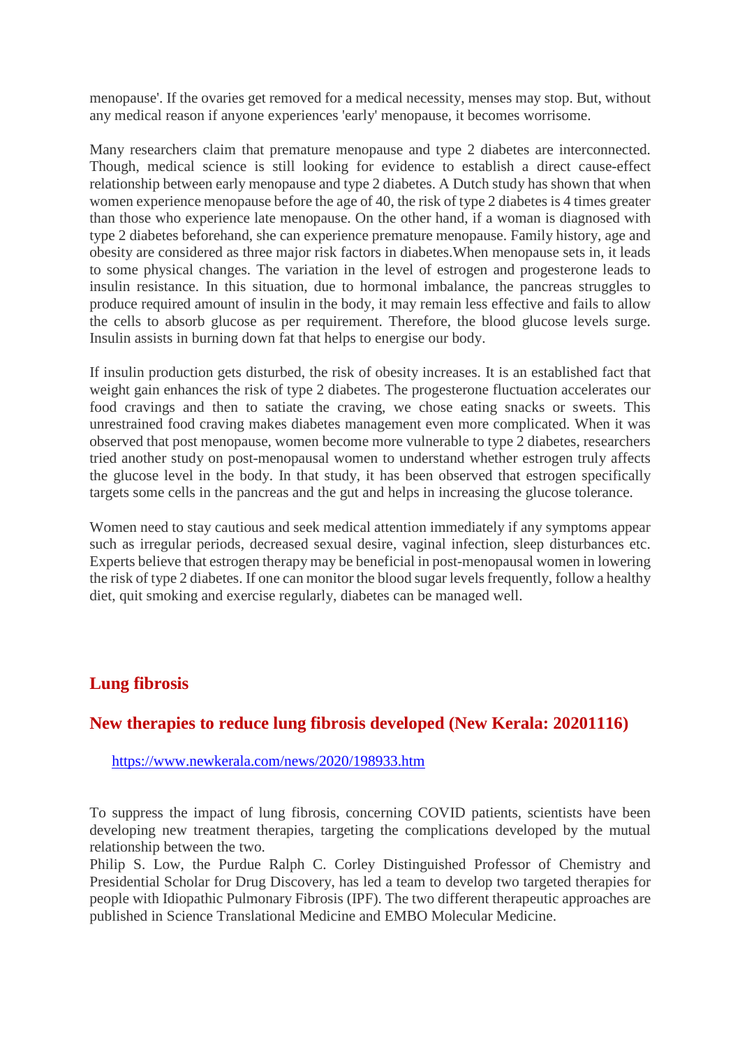menopause'. If the ovaries get removed for a medical necessity, menses may stop. But, without any medical reason if anyone experiences 'early' menopause, it becomes worrisome.

Many researchers claim that premature menopause and type 2 diabetes are interconnected. Though, medical science is still looking for evidence to establish a direct cause-effect relationship between early menopause and type 2 diabetes. A Dutch study has shown that when women experience menopause before the age of 40, the risk of type 2 diabetes is 4 times greater than those who experience late menopause. On the other hand, if a woman is diagnosed with type 2 diabetes beforehand, she can experience premature menopause. Family history, age and obesity are considered as three major risk factors in diabetes.When menopause sets in, it leads to some physical changes. The variation in the level of estrogen and progesterone leads to insulin resistance. In this situation, due to hormonal imbalance, the pancreas struggles to produce required amount of insulin in the body, it may remain less effective and fails to allow the cells to absorb glucose as per requirement. Therefore, the blood glucose levels surge. Insulin assists in burning down fat that helps to energise our body.

If insulin production gets disturbed, the risk of obesity increases. It is an established fact that weight gain enhances the risk of type 2 diabetes. The progesterone fluctuation accelerates our food cravings and then to satiate the craving, we chose eating snacks or sweets. This unrestrained food craving makes diabetes management even more complicated. When it was observed that post menopause, women become more vulnerable to type 2 diabetes, researchers tried another study on post-menopausal women to understand whether estrogen truly affects the glucose level in the body. In that study, it has been observed that estrogen specifically targets some cells in the pancreas and the gut and helps in increasing the glucose tolerance.

Women need to stay cautious and seek medical attention immediately if any symptoms appear such as irregular periods, decreased sexual desire, vaginal infection, sleep disturbances etc. Experts believe that estrogen therapy may be beneficial in post-menopausal women in lowering the risk of type 2 diabetes. If one can monitor the blood sugar levels frequently, follow a healthy diet, quit smoking and exercise regularly, diabetes can be managed well.

## Lung fibrosis

### New therapies to reduce lung fibrosis developed (New Kerala: 20201116)

https://www.newkerala.com/news/2020/198933.htm

To suppress the impact of lung fibrosis, concerning COVID patients, scientists have been developing new treatment therapies, targeting the complications developed by the mutual relationship between the two.

Philip S. Low, the Purdue Ralph C. Corley Distinguished Professor of Chemistry and Presidential Scholar for Drug Discovery, has led a team to develop two targeted therapies for people with Idiopathic Pulmonary Fibrosis (IPF). The two different therapeutic approaches are published in Science Translational Medicine and EMBO Molecular Medicine.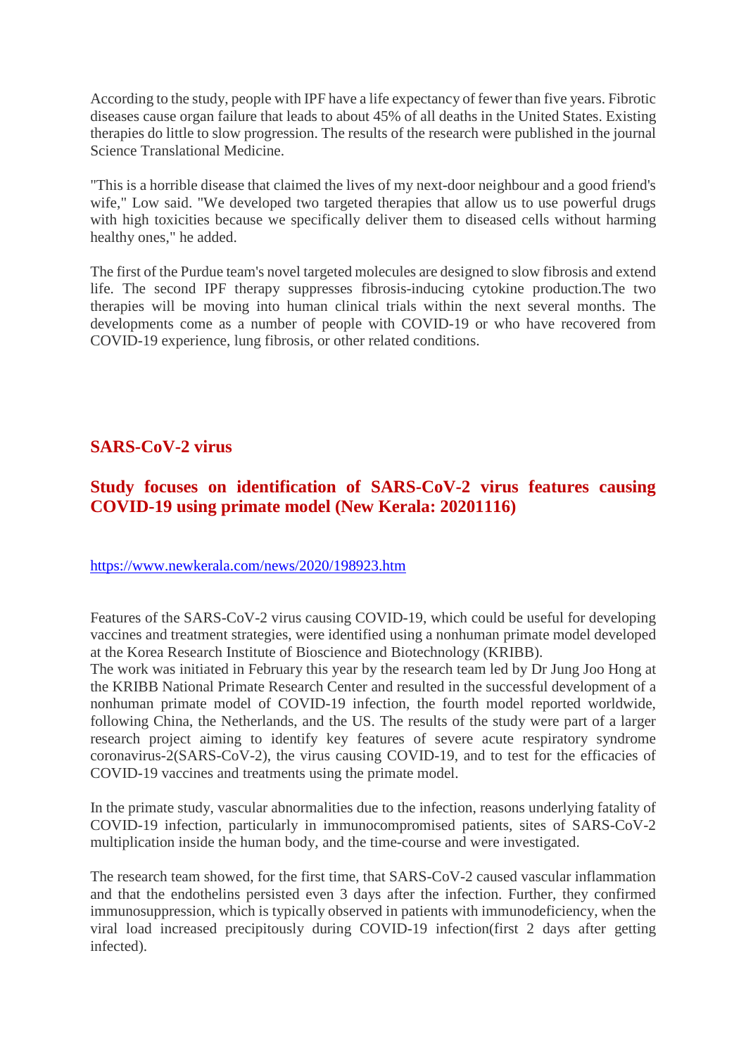According to the study, people with IPF have a life expectancy of fewer than five years. Fibrotic diseases cause organ failure that leads to about 45% of all deaths in the United States. Existing therapies do little to slow progression. The results of the research were published in the journal Science Translational Medicine.

"This is a horrible disease that claimed the lives of my next-door neighbour and a good friend's wife," Low said. "We developed two targeted therapies that allow us to use powerful drugs with high toxicities because we specifically deliver them to diseased cells without harming healthy ones," he added.

The first of the Purdue team's novel targeted molecules are designed to slow fibrosis and extend life. The second IPF therapy suppresses fibrosis-inducing cytokine production.The two therapies will be moving into human clinical trials within the next several months. The developments come as a number of people with COVID-19 or who have recovered from COVID-19 experience, lung fibrosis, or other related conditions.

## SARS-CoV-2 virus

## Study focuses on identification of SARS-CoV-2 virus features causing COVID-19 using primate model (New Kerala: 20201116)

https://www.newkerala.com/news/2020/198923.htm

Features of the SARS-CoV-2 virus causing COVID-19, which could be useful for developing vaccines and treatment strategies, were identified using a nonhuman primate model developed at the Korea Research Institute of Bioscience and Biotechnology (KRIBB).
The work was initiated in February this year by the research team led by Dr Jung Joo Hong at the KRIBB National Primate Research Center and resulted in the successful development of a nonhuman primate model of COVID-19 infection, the fourth model reported worldwide, following China, the Netherlands, and the US. The results of the study were part of a larger research project aiming to identify key features of severe acute respiratory syndrome coronavirus-2(SARS-CoV-2), the virus causing COVID-19, and to test for the efficacies of COVID-19 vaccines and treatments using the primate model.

In the primate study, vascular abnormalities due to the infection, reasons underlying fatality of COVID-19 infection, particularly in immunocompromised patients, sites of SARS-CoV-2 multiplication inside the human body, and the time-course and were investigated.

The research team showed, for the first time, that SARS-CoV-2 caused vascular inflammation and that the endothelins persisted even 3 days after the infection. Further, they confirmed immunosuppression, which is typically observed in patients with immunodeficiency, when the viral load increased precipitously during COVID-19 infection(first 2 days after getting infected).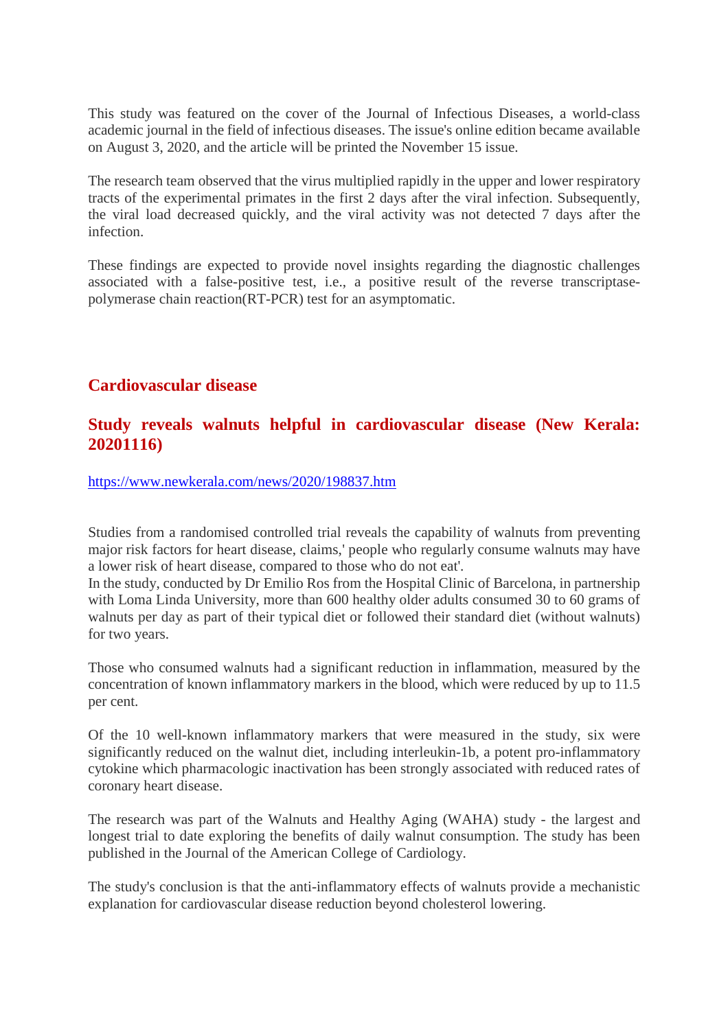This study was featured on the cover of the Journal of Infectious Diseases, a world-class academic journal in the field of infectious diseases. The issue's online edition became available on August 3, 2020, and the article will be printed the November 15 issue.

The research team observed that the virus multiplied rapidly in the upper and lower respiratory tracts of the experimental primates in the first 2 days after the viral infection. Subsequently, the viral load decreased quickly, and the viral activity was not detected 7 days after the infection.

These findings are expected to provide novel insights regarding the diagnostic challenges associated with a false-positive test, i.e., a positive result of the reverse transcriptase-polymerase chain reaction(RT-PCR) test for an asymptomatic.

## Cardiovascular disease

### Study reveals walnuts helpful in cardiovascular disease (New Kerala: 20201116)

https://www.newkerala.com/news/2020/198837.htm

Studies from a randomised controlled trial reveals the capability of walnuts from preventing major risk factors for heart disease, claims,' people who regularly consume walnuts may have a lower risk of heart disease, compared to those who do not eat'.
In the study, conducted by Dr Emilio Ros from the Hospital Clinic of Barcelona, in partnership with Loma Linda University, more than 600 healthy older adults consumed 30 to 60 grams of walnuts per day as part of their typical diet or followed their standard diet (without walnuts) for two years.

Those who consumed walnuts had a significant reduction in inflammation, measured by the concentration of known inflammatory markers in the blood, which were reduced by up to 11.5 per cent.

Of the 10 well-known inflammatory markers that were measured in the study, six were significantly reduced on the walnut diet, including interleukin-1b, a potent pro-inflammatory cytokine which pharmacologic inactivation has been strongly associated with reduced rates of coronary heart disease.

The research was part of the Walnuts and Healthy Aging (WAHA) study - the largest and longest trial to date exploring the benefits of daily walnut consumption. The study has been published in the Journal of the American College of Cardiology.

The study's conclusion is that the anti-inflammatory effects of walnuts provide a mechanistic explanation for cardiovascular disease reduction beyond cholesterol lowering.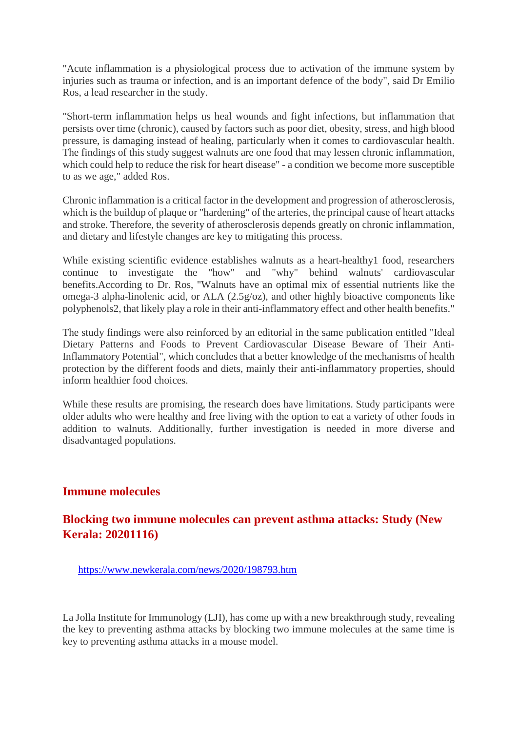"Acute inflammation is a physiological process due to activation of the immune system by injuries such as trauma or infection, and is an important defence of the body", said Dr Emilio Ros, a lead researcher in the study.

"Short-term inflammation helps us heal wounds and fight infections, but inflammation that persists over time (chronic), caused by factors such as poor diet, obesity, stress, and high blood pressure, is damaging instead of healing, particularly when it comes to cardiovascular health. The findings of this study suggest walnuts are one food that may lessen chronic inflammation, which could help to reduce the risk for heart disease" - a condition we become more susceptible to as we age," added Ros.

Chronic inflammation is a critical factor in the development and progression of atherosclerosis, which is the buildup of plaque or "hardening" of the arteries, the principal cause of heart attacks and stroke. Therefore, the severity of atherosclerosis depends greatly on chronic inflammation, and dietary and lifestyle changes are key to mitigating this process.

While existing scientific evidence establishes walnuts as a heart-healthy1 food, researchers continue to investigate the "how" and "why" behind walnuts' cardiovascular benefits.According to Dr. Ros, "Walnuts have an optimal mix of essential nutrients like the omega-3 alpha-linolenic acid, or ALA (2.5g/oz), and other highly bioactive components like polyphenols2, that likely play a role in their anti-inflammatory effect and other health benefits."

The study findings were also reinforced by an editorial in the same publication entitled "Ideal Dietary Patterns and Foods to Prevent Cardiovascular Disease Beware of Their Anti-Inflammatory Potential", which concludes that a better knowledge of the mechanisms of health protection by the different foods and diets, mainly their anti-inflammatory properties, should inform healthier food choices.

While these results are promising, the research does have limitations. Study participants were older adults who were healthy and free living with the option to eat a variety of other foods in addition to walnuts. Additionally, further investigation is needed in more diverse and disadvantaged populations.

## Immune molecules

## Blocking two immune molecules can prevent asthma attacks: Study (New Kerala: 20201116)

https://www.newkerala.com/news/2020/198793.htm

La Jolla Institute for Immunology (LJI), has come up with a new breakthrough study, revealing the key to preventing asthma attacks by blocking two immune molecules at the same time is key to preventing asthma attacks in a mouse model.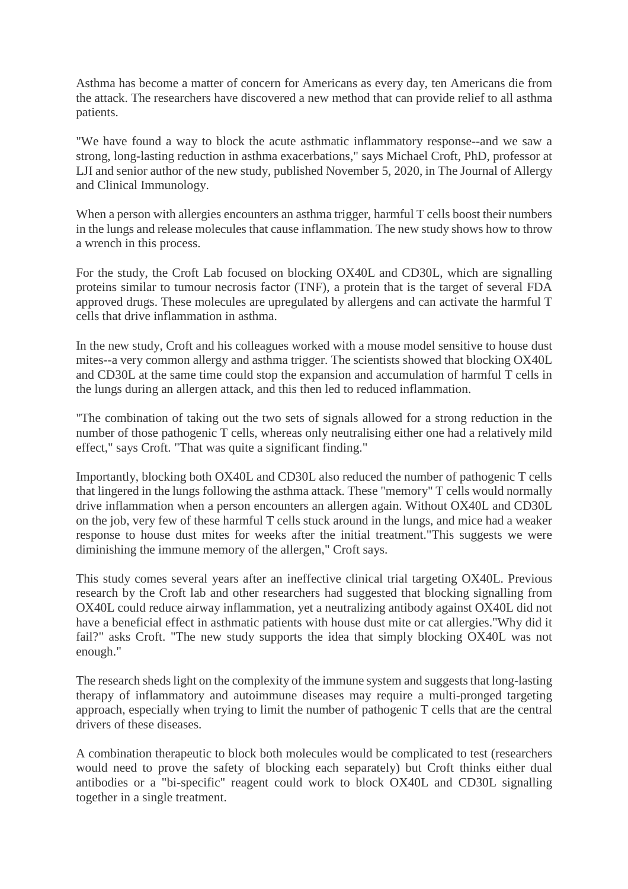Asthma has become a matter of concern for Americans as every day, ten Americans die from the attack. The researchers have discovered a new method that can provide relief to all asthma patients.

"We have found a way to block the acute asthmatic inflammatory response--and we saw a strong, long-lasting reduction in asthma exacerbations," says Michael Croft, PhD, professor at LJI and senior author of the new study, published November 5, 2020, in The Journal of Allergy and Clinical Immunology.

When a person with allergies encounters an asthma trigger, harmful T cells boost their numbers in the lungs and release molecules that cause inflammation. The new study shows how to throw a wrench in this process.

For the study, the Croft Lab focused on blocking OX40L and CD30L, which are signalling proteins similar to tumour necrosis factor (TNF), a protein that is the target of several FDA approved drugs. These molecules are upregulated by allergens and can activate the harmful T cells that drive inflammation in asthma.

In the new study, Croft and his colleagues worked with a mouse model sensitive to house dust mites--a very common allergy and asthma trigger. The scientists showed that blocking OX40L and CD30L at the same time could stop the expansion and accumulation of harmful T cells in the lungs during an allergen attack, and this then led to reduced inflammation.

"The combination of taking out the two sets of signals allowed for a strong reduction in the number of those pathogenic T cells, whereas only neutralising either one had a relatively mild effect," says Croft. "That was quite a significant finding."

Importantly, blocking both OX40L and CD30L also reduced the number of pathogenic T cells that lingered in the lungs following the asthma attack. These "memory" T cells would normally drive inflammation when a person encounters an allergen again. Without OX40L and CD30L on the job, very few of these harmful T cells stuck around in the lungs, and mice had a weaker response to house dust mites for weeks after the initial treatment."This suggests we were diminishing the immune memory of the allergen," Croft says.

This study comes several years after an ineffective clinical trial targeting OX40L. Previous research by the Croft lab and other researchers had suggested that blocking signalling from OX40L could reduce airway inflammation, yet a neutralizing antibody against OX40L did not have a beneficial effect in asthmatic patients with house dust mite or cat allergies."Why did it fail?" asks Croft. "The new study supports the idea that simply blocking OX40L was not enough."

The research sheds light on the complexity of the immune system and suggests that long-lasting therapy of inflammatory and autoimmune diseases may require a multi-pronged targeting approach, especially when trying to limit the number of pathogenic T cells that are the central drivers of these diseases.

A combination therapeutic to block both molecules would be complicated to test (researchers would need to prove the safety of blocking each separately) but Croft thinks either dual antibodies or a "bi-specific" reagent could work to block OX40L and CD30L signalling together in a single treatment.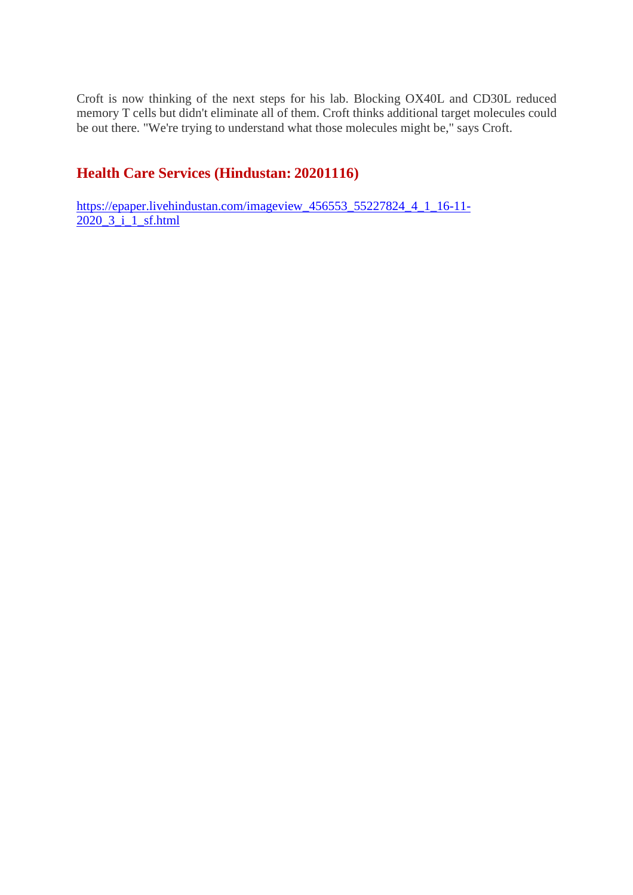Croft is now thinking of the next steps for his lab. Blocking OX40L and CD30L reduced memory T cells but didn't eliminate all of them. Croft thinks additional target molecules could be out there. "We're trying to understand what those molecules might be," says Croft.

## Health Care Services (Hindustan: 20201116)

https://epaper.livehindustan.com/imageview_456553_55227824_4_1_16-11-2020_3_i_1_sf.html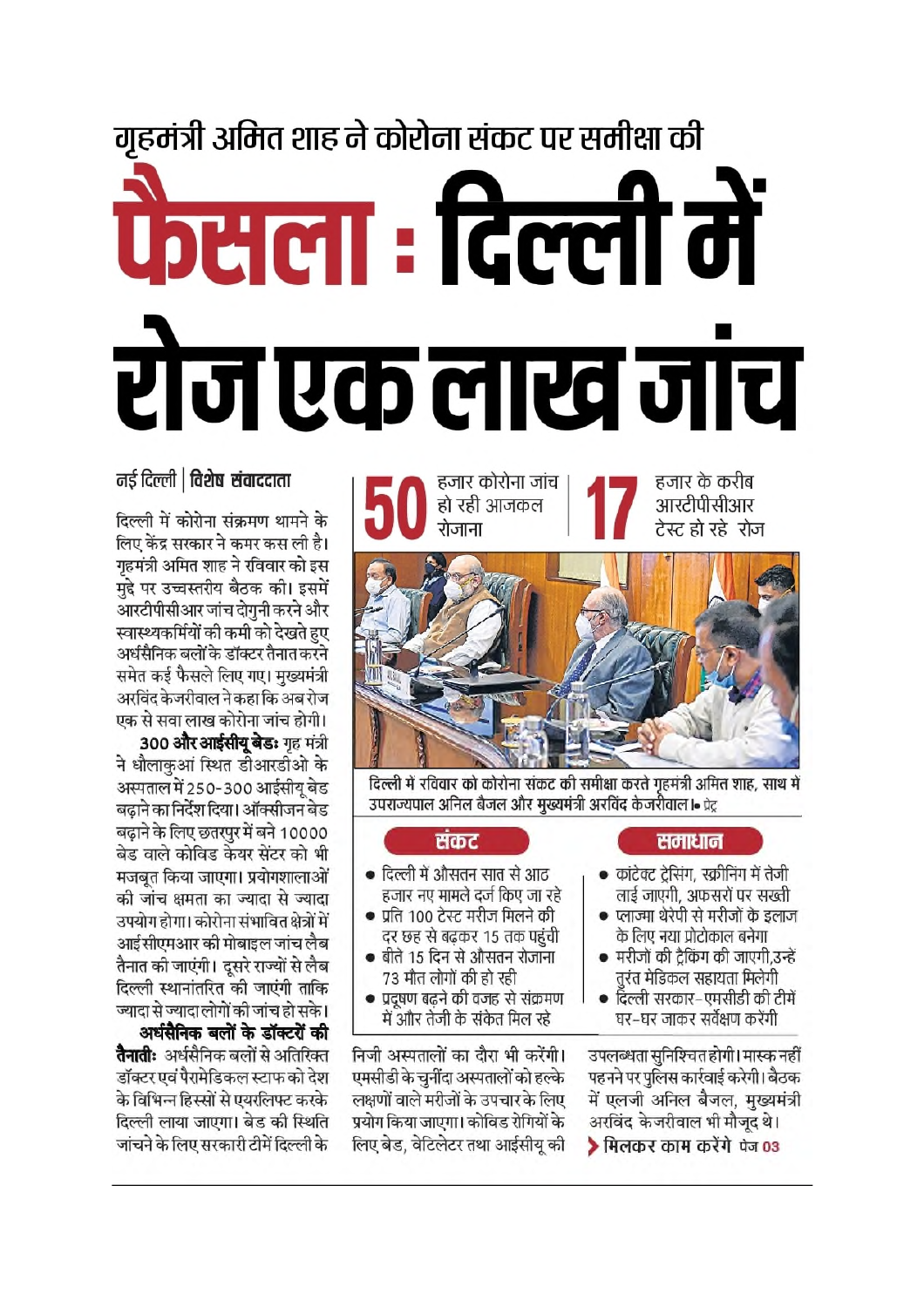## गृहमंत्री अमित शाह ने कोरोना संकट पर समीक्षा की

# फैसला : दिल्ली में रोज एक लाख जांच

नई दिल्ली | **विशेष संवाददाता**

दिल्ली में कोरोना संक्रमण थामने के लिए केंद्र सरकार ने कमर कस ली है। गृहमंत्री अमित शाह ने रविवार को इस मुद्दे पर उच्चस्तरीय बैठक की। इसमें आरटीपीसीआर जांच दोगुनी करने और स्वास्थ्यकर्मियों की कमी को देखते हुए अर्धसैनिक बलों के डॉक्टर तैनात करने समेत कई फैसले लिए गए। मुख्यमंत्री अरविंद केजरीवाल ने कहा कि अब रोज एक से सवा लाख कोरोना जांच होगी।

**300 और आईसीयू बेड:** गृह मंत्री ने धौलाकुआं स्थित डीआरडीओ के अस्पताल में 250-300 आईसीयू बेड बढ़ाने का निर्देश दिया। ऑक्सीजन बेड बढ़ाने के लिए छतरपुर में बने 10000 बेड वाले कोविड केयर सेंटर को भी मजबूत किया जाएगा। प्रयोगशालाओं की जांच क्षमता का ज्यादा से ज्यादा उपयोग होगा। कोरोना संभावित क्षेत्रों में आईसीएमआर की मोबाइल जांच लैब तैनात की जाएंगी। दूसरे राज्यों से लैब दिल्ली स्थानांतरित की जाएंगी ताकि ज्यादा से ज्यादा लोगों की जांच हो सके।

**अर्धसैनिक बलों के डॉक्टरों की तैनाती:** अर्धसैनिक बलों से अतिरिक्त डॉक्टर एवं पैरामेडिकल स्टाफ को देश के विभिन्न हिस्सों से एयरलिफ्ट करके दिल्ली लाया जाएगा। बेड की स्थिति जांचने के लिए सरकारी टीमें दिल्ली के निजी अस्पतालों का दौरा भी करेंगी। एमसीडी के चुनींदा अस्पतालों को हल्के लक्षणों वाले मरीजों के उपचार के लिए प्रयोग किया जाएगा। कोविड रोगियों के लिए बेड, वेंटिलेटर तथा आईसीयू की उपलब्धता सुनिश्चित होगी। मास्क नहीं पहनने पर पुलिस कार्रवाई करेगी। बैठक में एलजी अनिल बैजल, मुख्यमंत्री अरविंद केजरीवाल भी मौजूद थे।

> मिलकर काम करेंगे पेज 03

**50** हजार कोरोना जांच हो रही आजकल रोजाना

**17** हजार के करीब आरटीपीसीआर टेस्ट हो रहे रोज

दिल्ली में रविवार को कोरोना संकट की समीक्षा करते गृहमंत्री अमित शाह, साथ में उपराज्यपाल अनिल बैजल और मुख्यमंत्री अरविंद केजरीवाल। • प्रेट्र

### संकट

- दिल्ली में औसतन सात से आठ हजार नए मामले दर्ज किए जा रहे
- प्रति 100 टेस्ट मरीज मिलने की दर छह से बढ़कर 15 तक पहुंची
- बीते 15 दिन से औसतन रोजाना 73 मौत लोगों की हो रही
- प्रदूषण बढ़ने की वजह से संक्रमण में और तेजी के संकेत मिल रहे

### समाधान

- कांटेक्ट ट्रेसिंग, स्क्रीनिंग में तेजी लाई जाएगी, अफसरों पर सख्ती
- प्लाज्मा थेरेपी से मरीजों के इलाज के लिए नया प्रोटोकाल बनेगा
- मरीजों की ट्रैकिंग की जाएगी,उन्हें तुरंत मेडिकल सहायता मिलेगी
- दिल्ली सरकार-एमसीडी की टीमें घर-घर जाकर सर्वेक्षण करेंगी